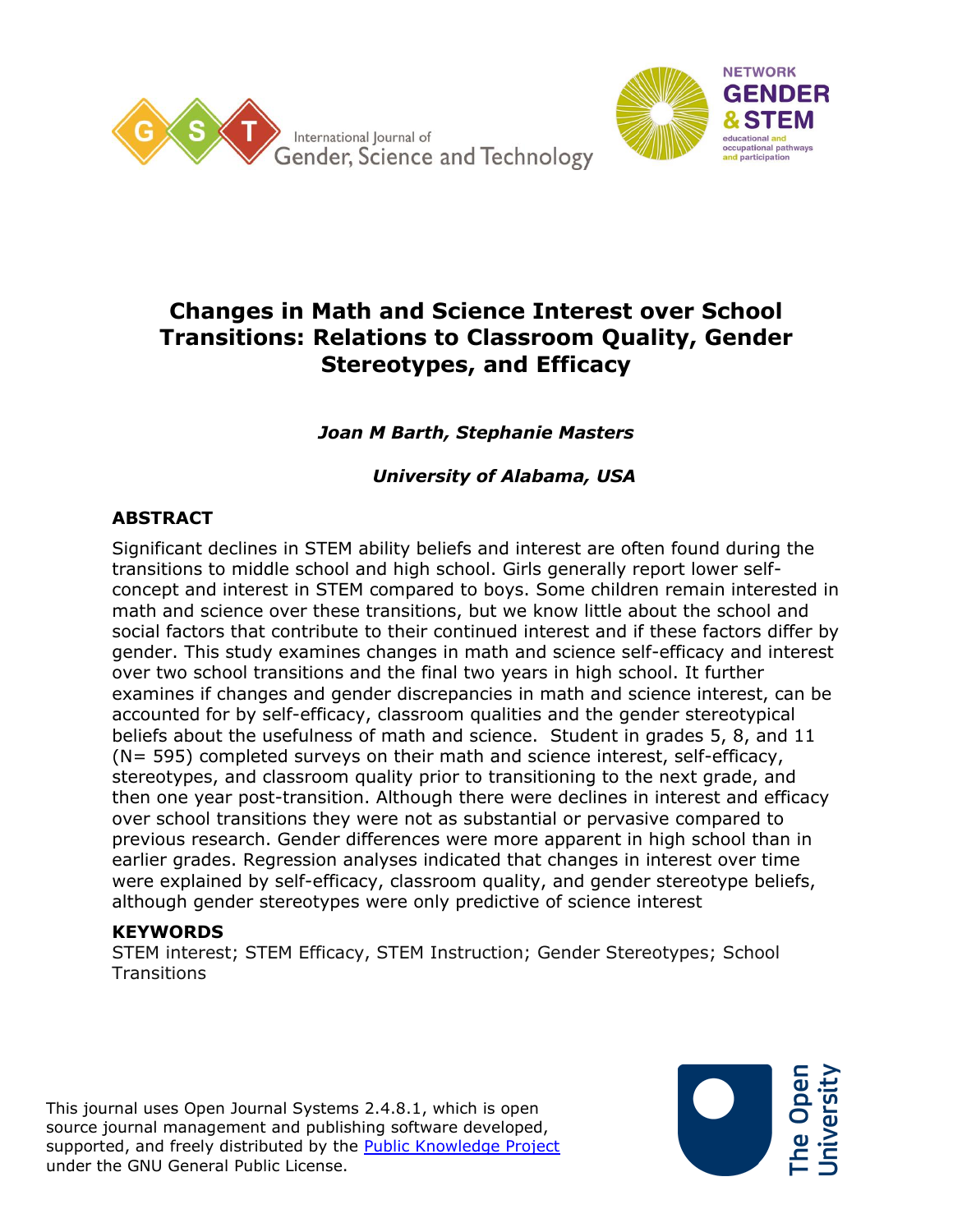# Changes in Math and Science Interest over School Transitions: Relations to Classroom Quality, Gender Stereotypes, and Efficacy

***Joan M Barth, Stephanie Masters***

***University of Alabama, USA***

## ABSTRACT

Significant declines in STEM ability beliefs and interest are often found during the transitions to middle school and high school. Girls generally report lower self-concept and interest in STEM compared to boys. Some children remain interested in math and science over these transitions, but we know little about the school and social factors that contribute to their continued interest and if these factors differ by gender. This study examines changes in math and science self-efficacy and interest over two school transitions and the final two years in high school. It further examines if changes and gender discrepancies in math and science interest, can be accounted for by self-efficacy, classroom qualities and the gender stereotypical beliefs about the usefulness of math and science. Student in grades 5, 8, and 11 (N= 595) completed surveys on their math and science interest, self-efficacy, stereotypes, and classroom quality prior to transitioning to the next grade, and then one year post-transition. Although there were declines in interest and efficacy over school transitions they were not as substantial or pervasive compared to previous research. Gender differences were more apparent in high school than in earlier grades. Regression analyses indicated that changes in interest over time were explained by self-efficacy, classroom quality, and gender stereotype beliefs, although gender stereotypes were only predictive of science interest

## KEYWORDS

STEM interest; STEM Efficacy, STEM Instruction; Gender Stereotypes; School Transitions

This journal uses Open Journal Systems 2.4.8.1, which is open source journal management and publishing software developed, supported, and freely distributed by the Public Knowledge Project under the GNU General Public License.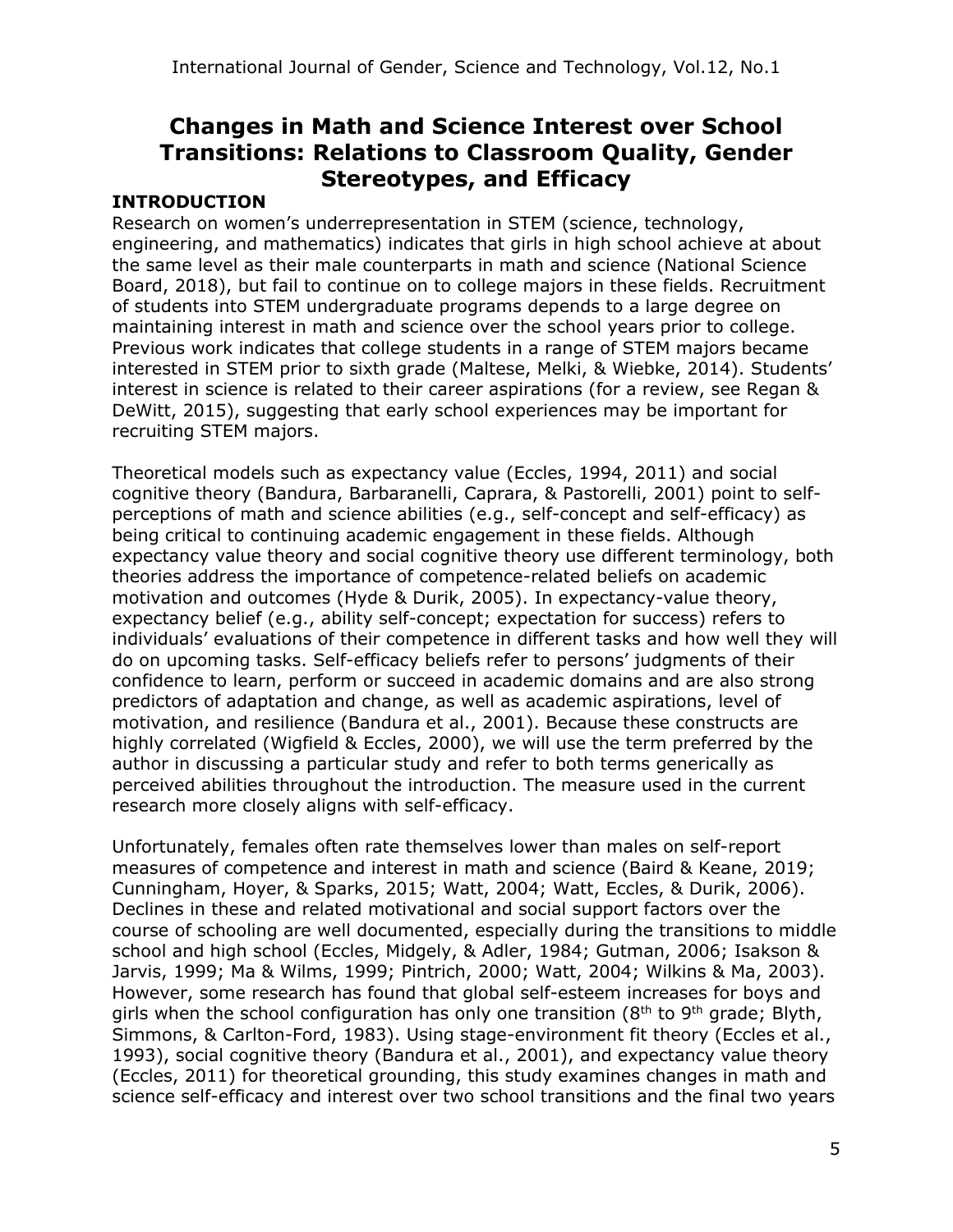# Changes in Math and Science Interest over School Transitions: Relations to Classroom Quality, Gender Stereotypes, and Efficacy

## INTRODUCTION

Research on women's underrepresentation in STEM (science, technology, engineering, and mathematics) indicates that girls in high school achieve at about the same level as their male counterparts in math and science (National Science Board, 2018), but fail to continue on to college majors in these fields. Recruitment of students into STEM undergraduate programs depends to a large degree on maintaining interest in math and science over the school years prior to college. Previous work indicates that college students in a range of STEM majors became interested in STEM prior to sixth grade (Maltese, Melki, & Wiebke, 2014). Students' interest in science is related to their career aspirations (for a review, see Regan & DeWitt, 2015), suggesting that early school experiences may be important for recruiting STEM majors.

Theoretical models such as expectancy value (Eccles, 1994, 2011) and social cognitive theory (Bandura, Barbaranelli, Caprara, & Pastorelli, 2001) point to self-perceptions of math and science abilities (e.g., self-concept and self-efficacy) as being critical to continuing academic engagement in these fields. Although expectancy value theory and social cognitive theory use different terminology, both theories address the importance of competence-related beliefs on academic motivation and outcomes (Hyde & Durik, 2005). In expectancy-value theory, expectancy belief (e.g., ability self-concept; expectation for success) refers to individuals' evaluations of their competence in different tasks and how well they will do on upcoming tasks. Self-efficacy beliefs refer to persons' judgments of their confidence to learn, perform or succeed in academic domains and are also strong predictors of adaptation and change, as well as academic aspirations, level of motivation, and resilience (Bandura et al., 2001). Because these constructs are highly correlated (Wigfield & Eccles, 2000), we will use the term preferred by the author in discussing a particular study and refer to both terms generically as perceived abilities throughout the introduction. The measure used in the current research more closely aligns with self-efficacy.

Unfortunately, females often rate themselves lower than males on self-report measures of competence and interest in math and science (Baird & Keane, 2019; Cunningham, Hoyer, & Sparks, 2015; Watt, 2004; Watt, Eccles, & Durik, 2006). Declines in these and related motivational and social support factors over the course of schooling are well documented, especially during the transitions to middle school and high school (Eccles, Midgely, & Adler, 1984; Gutman, 2006; Isakson & Jarvis, 1999; Ma & Wilms, 1999; Pintrich, 2000; Watt, 2004; Wilkins & Ma, 2003). However, some research has found that global self-esteem increases for boys and girls when the school configuration has only one transition (8th to 9th grade; Blyth, Simmons, & Carlton-Ford, 1983). Using stage-environment fit theory (Eccles et al., 1993), social cognitive theory (Bandura et al., 2001), and expectancy value theory (Eccles, 2011) for theoretical grounding, this study examines changes in math and science self-efficacy and interest over two school transitions and the final two years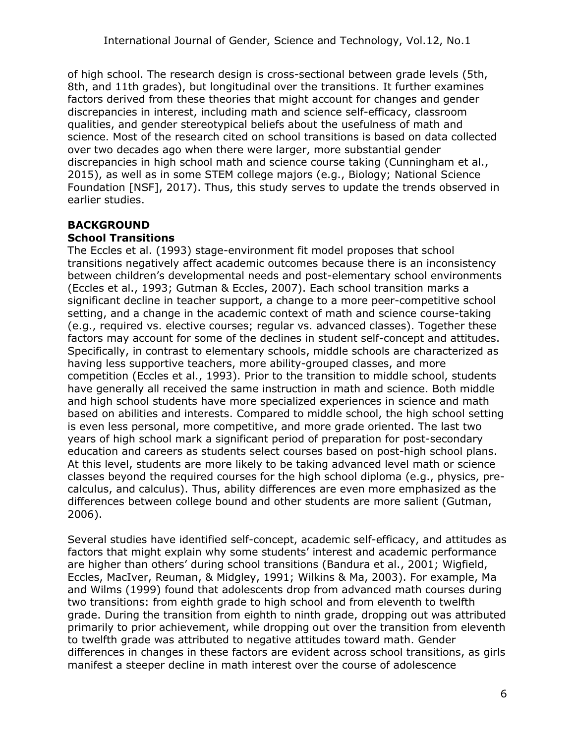of high school. The research design is cross-sectional between grade levels (5th, 8th, and 11th grades), but longitudinal over the transitions. It further examines factors derived from these theories that might account for changes and gender discrepancies in interest, including math and science self-efficacy, classroom qualities, and gender stereotypical beliefs about the usefulness of math and science. Most of the research cited on school transitions is based on data collected over two decades ago when there were larger, more substantial gender discrepancies in high school math and science course taking (Cunningham et al., 2015), as well as in some STEM college majors (e.g., Biology; National Science Foundation [NSF], 2017). Thus, this study serves to update the trends observed in earlier studies.

## BACKGROUND

### School Transitions

The Eccles et al. (1993) stage-environment fit model proposes that school transitions negatively affect academic outcomes because there is an inconsistency between children's developmental needs and post-elementary school environments (Eccles et al., 1993; Gutman & Eccles, 2007). Each school transition marks a significant decline in teacher support, a change to a more peer-competitive school setting, and a change in the academic context of math and science course-taking (e.g., required vs. elective courses; regular vs. advanced classes). Together these factors may account for some of the declines in student self-concept and attitudes. Specifically, in contrast to elementary schools, middle schools are characterized as having less supportive teachers, more ability-grouped classes, and more competition (Eccles et al., 1993). Prior to the transition to middle school, students have generally all received the same instruction in math and science. Both middle and high school students have more specialized experiences in science and math based on abilities and interests. Compared to middle school, the high school setting is even less personal, more competitive, and more grade oriented. The last two years of high school mark a significant period of preparation for post-secondary education and careers as students select courses based on post-high school plans. At this level, students are more likely to be taking advanced level math or science classes beyond the required courses for the high school diploma (e.g., physics, pre-calculus, and calculus). Thus, ability differences are even more emphasized as the differences between college bound and other students are more salient (Gutman, 2006).

Several studies have identified self-concept, academic self-efficacy, and attitudes as factors that might explain why some students' interest and academic performance are higher than others' during school transitions (Bandura et al., 2001; Wigfield, Eccles, MacIver, Reuman, & Midgley, 1991; Wilkins & Ma, 2003). For example, Ma and Wilms (1999) found that adolescents drop from advanced math courses during two transitions: from eighth grade to high school and from eleventh to twelfth grade. During the transition from eighth to ninth grade, dropping out was attributed primarily to prior achievement, while dropping out over the transition from eleventh to twelfth grade was attributed to negative attitudes toward math. Gender differences in changes in these factors are evident across school transitions, as girls manifest a steeper decline in math interest over the course of adolescence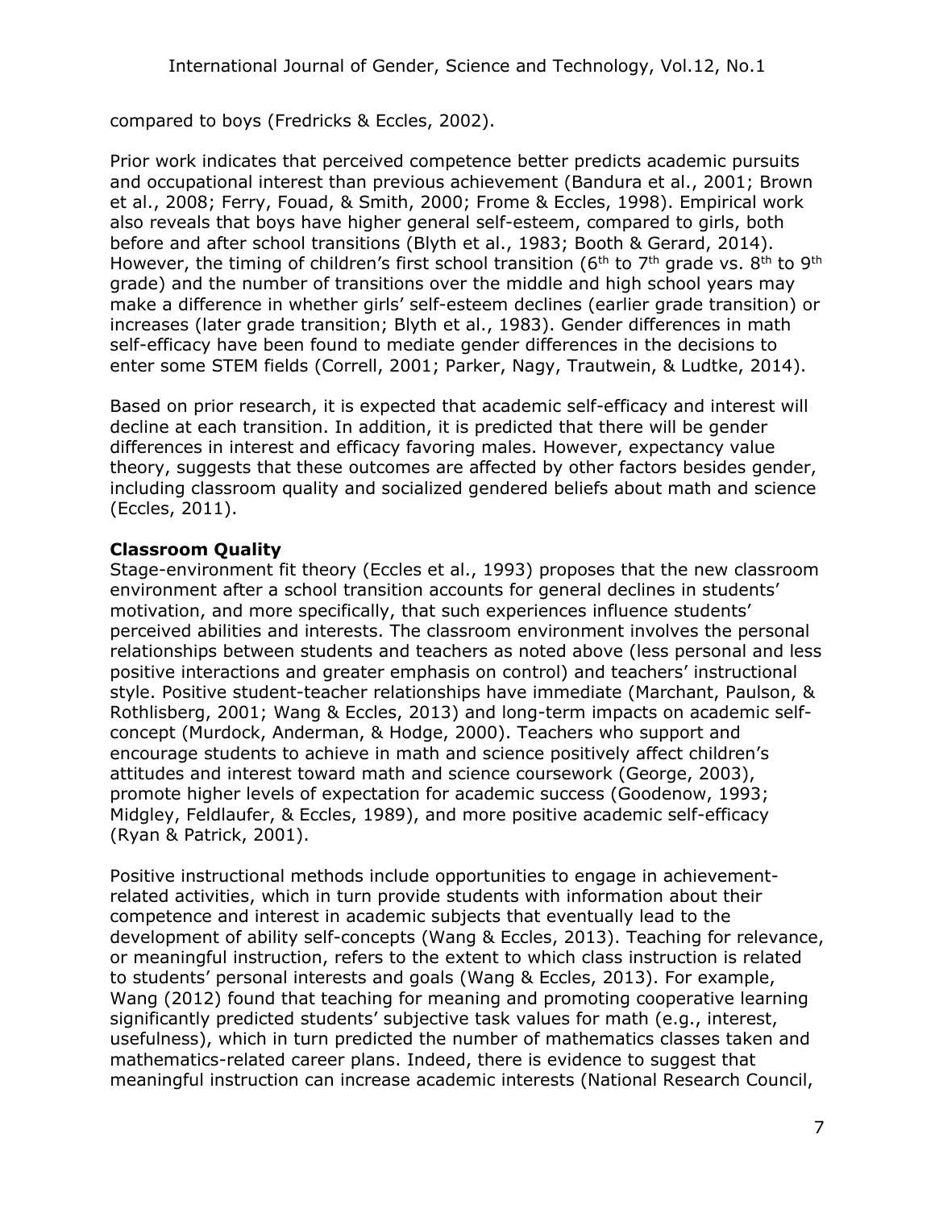compared to boys (Fredricks & Eccles, 2002).

Prior work indicates that perceived competence better predicts academic pursuits and occupational interest than previous achievement (Bandura et al., 2001; Brown et al., 2008; Ferry, Fouad, & Smith, 2000; Frome & Eccles, 1998). Empirical work also reveals that boys have higher general self-esteem, compared to girls, both before and after school transitions (Blyth et al., 1983; Booth & Gerard, 2014). However, the timing of children's first school transition (6th to 7th grade vs. 8th to 9th grade) and the number of transitions over the middle and high school years may make a difference in whether girls' self-esteem declines (earlier grade transition) or increases (later grade transition; Blyth et al., 1983). Gender differences in math self-efficacy have been found to mediate gender differences in the decisions to enter some STEM fields (Correll, 2001; Parker, Nagy, Trautwein, & Ludtke, 2014).

Based on prior research, it is expected that academic self-efficacy and interest will decline at each transition. In addition, it is predicted that there will be gender differences in interest and efficacy favoring males. However, expectancy value theory, suggests that these outcomes are affected by other factors besides gender, including classroom quality and socialized gendered beliefs about math and science (Eccles, 2011).

**Classroom Quality**

Stage-environment fit theory (Eccles et al., 1993) proposes that the new classroom environment after a school transition accounts for general declines in students' motivation, and more specifically, that such experiences influence students' perceived abilities and interests. The classroom environment involves the personal relationships between students and teachers as noted above (less personal and less positive interactions and greater emphasis on control) and teachers' instructional style. Positive student-teacher relationships have immediate (Marchant, Paulson, & Rothlisberg, 2001; Wang & Eccles, 2013) and long-term impacts on academic self-concept (Murdock, Anderman, & Hodge, 2000). Teachers who support and encourage students to achieve in math and science positively affect children's attitudes and interest toward math and science coursework (George, 2003), promote higher levels of expectation for academic success (Goodenow, 1993; Midgley, Feldlaufer, & Eccles, 1989), and more positive academic self-efficacy (Ryan & Patrick, 2001).

Positive instructional methods include opportunities to engage in achievement-related activities, which in turn provide students with information about their competence and interest in academic subjects that eventually lead to the development of ability self-concepts (Wang & Eccles, 2013). Teaching for relevance, or meaningful instruction, refers to the extent to which class instruction is related to students' personal interests and goals (Wang & Eccles, 2013). For example, Wang (2012) found that teaching for meaning and promoting cooperative learning significantly predicted students' subjective task values for math (e.g., interest, usefulness), which in turn predicted the number of mathematics classes taken and mathematics-related career plans. Indeed, there is evidence to suggest that meaningful instruction can increase academic interests (National Research Council,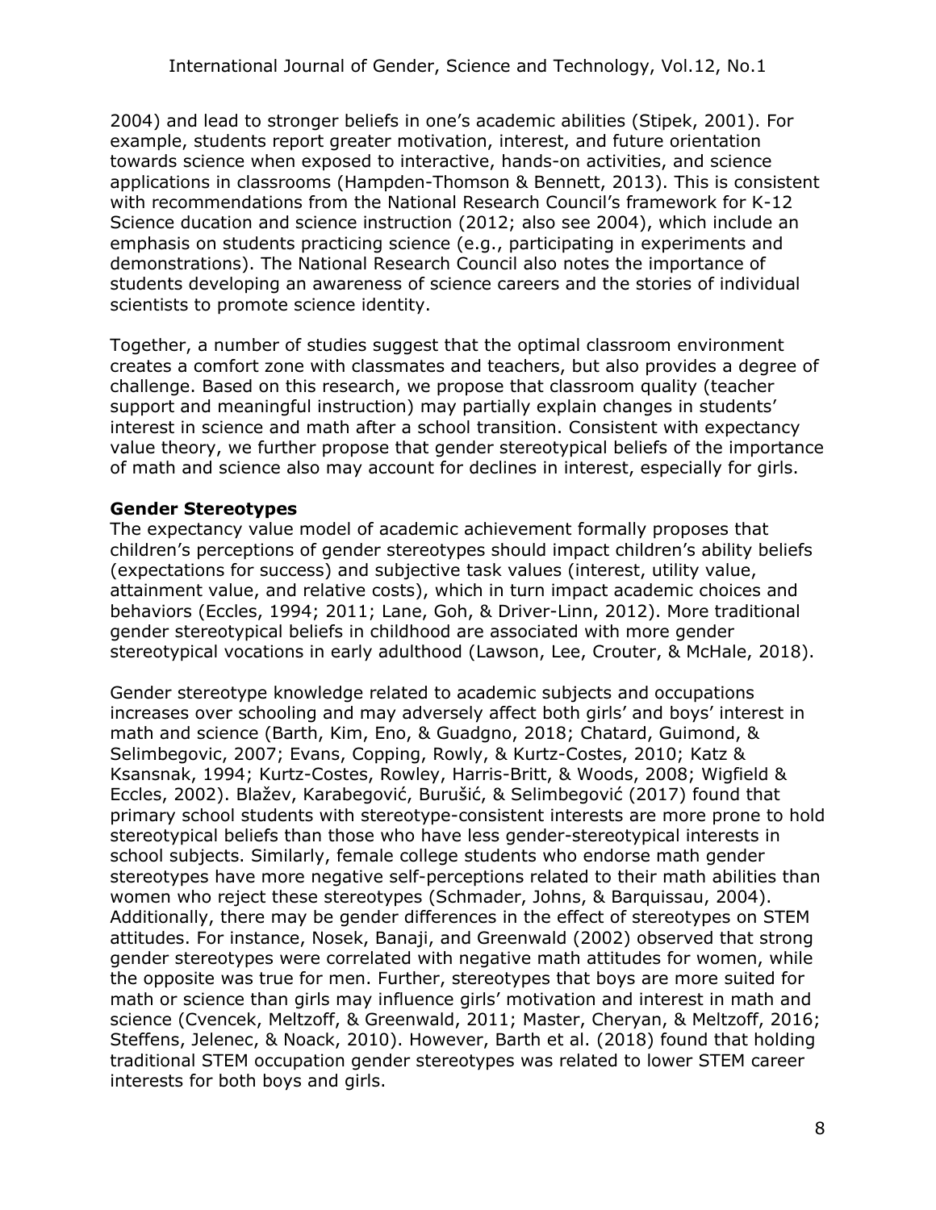2004) and lead to stronger beliefs in one's academic abilities (Stipek, 2001). For example, students report greater motivation, interest, and future orientation towards science when exposed to interactive, hands-on activities, and science applications in classrooms (Hampden-Thomson & Bennett, 2013). This is consistent with recommendations from the National Research Council's framework for K-12 Science ducation and science instruction (2012; also see 2004), which include an emphasis on students practicing science (e.g., participating in experiments and demonstrations). The National Research Council also notes the importance of students developing an awareness of science careers and the stories of individual scientists to promote science identity.

Together, a number of studies suggest that the optimal classroom environment creates a comfort zone with classmates and teachers, but also provides a degree of challenge. Based on this research, we propose that classroom quality (teacher support and meaningful instruction) may partially explain changes in students' interest in science and math after a school transition. Consistent with expectancy value theory, we further propose that gender stereotypical beliefs of the importance of math and science also may account for declines in interest, especially for girls.

**Gender Stereotypes**

The expectancy value model of academic achievement formally proposes that children's perceptions of gender stereotypes should impact children's ability beliefs (expectations for success) and subjective task values (interest, utility value, attainment value, and relative costs), which in turn impact academic choices and behaviors (Eccles, 1994; 2011; Lane, Goh, & Driver-Linn, 2012). More traditional gender stereotypical beliefs in childhood are associated with more gender stereotypical vocations in early adulthood (Lawson, Lee, Crouter, & McHale, 2018).

Gender stereotype knowledge related to academic subjects and occupations increases over schooling and may adversely affect both girls' and boys' interest in math and science (Barth, Kim, Eno, & Guadgno, 2018; Chatard, Guimond, & Selimbegovic, 2007; Evans, Copping, Rowly, & Kurtz-Costes, 2010; Katz & Ksansnak, 1994; Kurtz-Costes, Rowley, Harris-Britt, & Woods, 2008; Wigfield & Eccles, 2002). Blažev, Karabegović, Burušić, & Selimbegović (2017) found that primary school students with stereotype-consistent interests are more prone to hold stereotypical beliefs than those who have less gender-stereotypical interests in school subjects. Similarly, female college students who endorse math gender stereotypes have more negative self-perceptions related to their math abilities than women who reject these stereotypes (Schmader, Johns, & Barquissau, 2004). Additionally, there may be gender differences in the effect of stereotypes on STEM attitudes. For instance, Nosek, Banaji, and Greenwald (2002) observed that strong gender stereotypes were correlated with negative math attitudes for women, while the opposite was true for men. Further, stereotypes that boys are more suited for math or science than girls may influence girls' motivation and interest in math and science (Cvencek, Meltzoff, & Greenwald, 2011; Master, Cheryan, & Meltzoff, 2016; Steffens, Jelenec, & Noack, 2010). However, Barth et al. (2018) found that holding traditional STEM occupation gender stereotypes was related to lower STEM career interests for both boys and girls.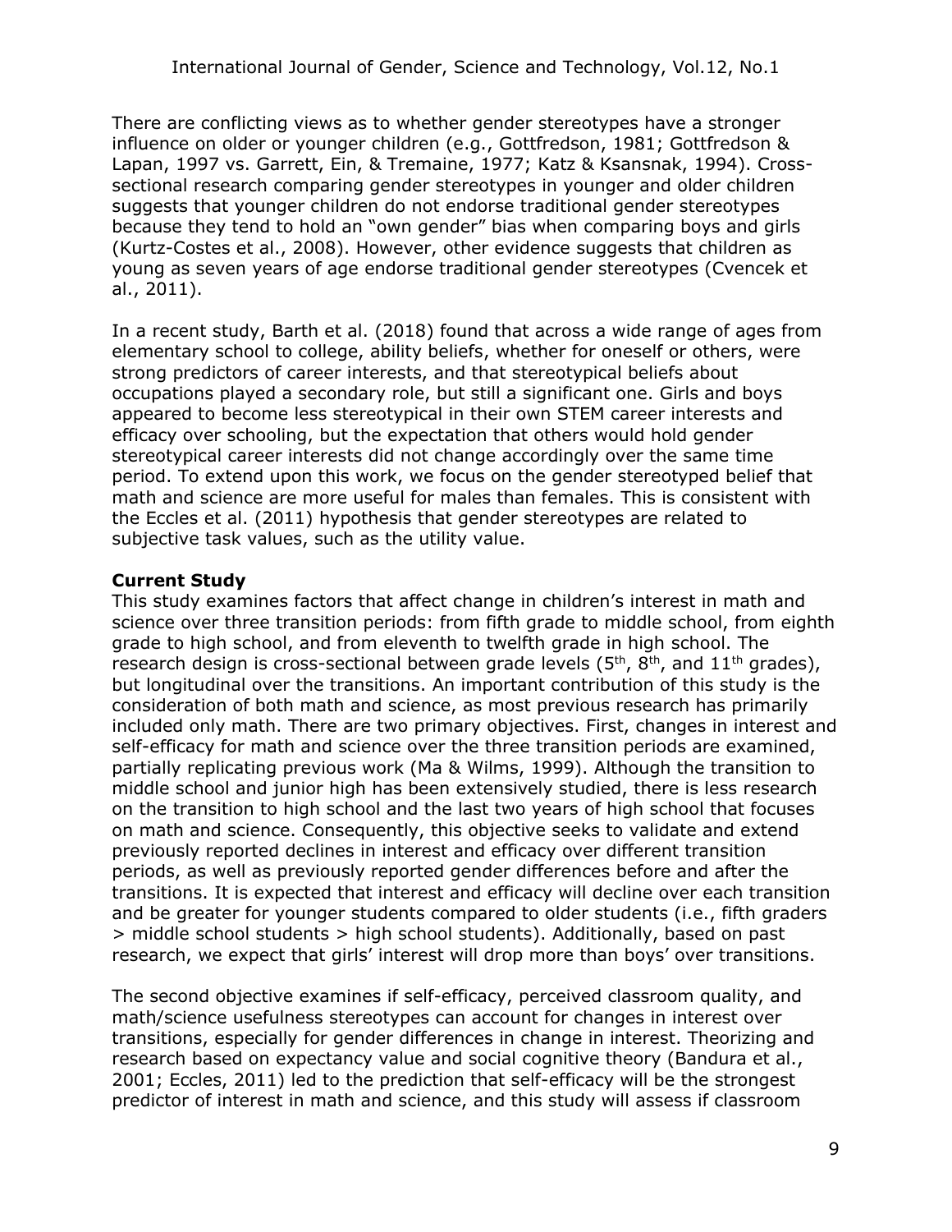There are conflicting views as to whether gender stereotypes have a stronger influence on older or younger children (e.g., Gottfredson, 1981; Gottfredson & Lapan, 1997 vs. Garrett, Ein, & Tremaine, 1977; Katz & Ksansnak, 1994). Cross-sectional research comparing gender stereotypes in younger and older children suggests that younger children do not endorse traditional gender stereotypes because they tend to hold an "own gender" bias when comparing boys and girls (Kurtz-Costes et al., 2008). However, other evidence suggests that children as young as seven years of age endorse traditional gender stereotypes (Cvencek et al., 2011).

In a recent study, Barth et al. (2018) found that across a wide range of ages from elementary school to college, ability beliefs, whether for oneself or others, were strong predictors of career interests, and that stereotypical beliefs about occupations played a secondary role, but still a significant one. Girls and boys appeared to become less stereotypical in their own STEM career interests and efficacy over schooling, but the expectation that others would hold gender stereotypical career interests did not change accordingly over the same time period. To extend upon this work, we focus on the gender stereotyped belief that math and science are more useful for males than females. This is consistent with the Eccles et al. (2011) hypothesis that gender stereotypes are related to subjective task values, such as the utility value.

**Current Study**

This study examines factors that affect change in children's interest in math and science over three transition periods: from fifth grade to middle school, from eighth grade to high school, and from eleventh to twelfth grade in high school. The research design is cross-sectional between grade levels (5th, 8th, and 11th grades), but longitudinal over the transitions. An important contribution of this study is the consideration of both math and science, as most previous research has primarily included only math. There are two primary objectives. First, changes in interest and self-efficacy for math and science over the three transition periods are examined, partially replicating previous work (Ma & Wilms, 1999). Although the transition to middle school and junior high has been extensively studied, there is less research on the transition to high school and the last two years of high school that focuses on math and science. Consequently, this objective seeks to validate and extend previously reported declines in interest and efficacy over different transition periods, as well as previously reported gender differences before and after the transitions. It is expected that interest and efficacy will decline over each transition and be greater for younger students compared to older students (i.e., fifth graders > middle school students > high school students). Additionally, based on past research, we expect that girls' interest will drop more than boys' over transitions.

The second objective examines if self-efficacy, perceived classroom quality, and math/science usefulness stereotypes can account for changes in interest over transitions, especially for gender differences in change in interest. Theorizing and research based on expectancy value and social cognitive theory (Bandura et al., 2001; Eccles, 2011) led to the prediction that self-efficacy will be the strongest predictor of interest in math and science, and this study will assess if classroom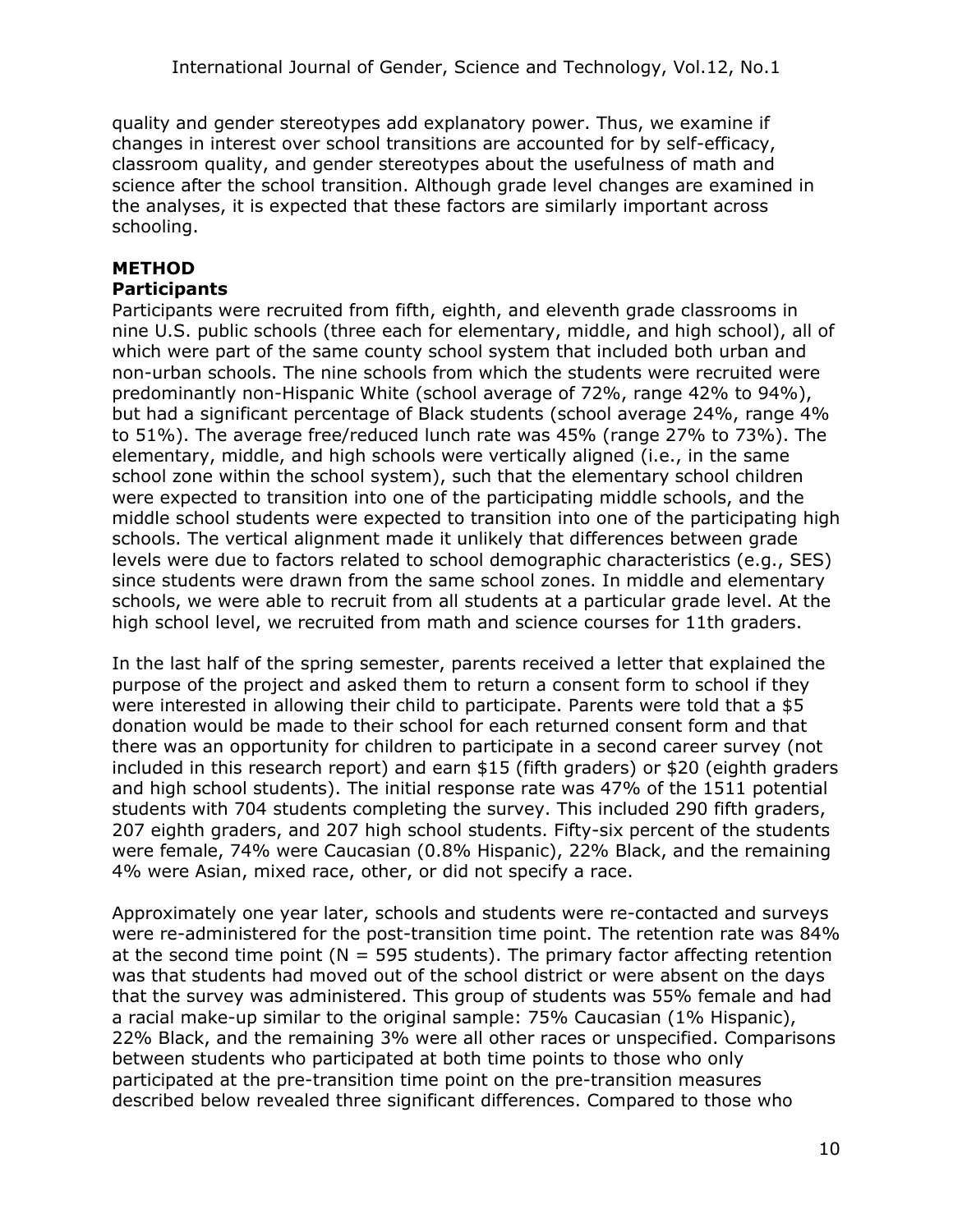quality and gender stereotypes add explanatory power. Thus, we examine if changes in interest over school transitions are accounted for by self-efficacy, classroom quality, and gender stereotypes about the usefulness of math and science after the school transition. Although grade level changes are examined in the analyses, it is expected that these factors are similarly important across schooling.

## METHOD

### Participants

Participants were recruited from fifth, eighth, and eleventh grade classrooms in nine U.S. public schools (three each for elementary, middle, and high school), all of which were part of the same county school system that included both urban and non-urban schools. The nine schools from which the students were recruited were predominantly non-Hispanic White (school average of 72%, range 42% to 94%), but had a significant percentage of Black students (school average 24%, range 4% to 51%). The average free/reduced lunch rate was 45% (range 27% to 73%). The elementary, middle, and high schools were vertically aligned (i.e., in the same school zone within the school system), such that the elementary school children were expected to transition into one of the participating middle schools, and the middle school students were expected to transition into one of the participating high schools. The vertical alignment made it unlikely that differences between grade levels were due to factors related to school demographic characteristics (e.g., SES) since students were drawn from the same school zones. In middle and elementary schools, we were able to recruit from all students at a particular grade level. At the high school level, we recruited from math and science courses for 11th graders.

In the last half of the spring semester, parents received a letter that explained the purpose of the project and asked them to return a consent form to school if they were interested in allowing their child to participate. Parents were told that a $5 donation would be made to their school for each returned consent form and that there was an opportunity for children to participate in a second career survey (not included in this research report) and earn $15 (fifth graders) or $20 (eighth graders and high school students). The initial response rate was 47% of the 1511 potential students with 704 students completing the survey. This included 290 fifth graders, 207 eighth graders, and 207 high school students. Fifty-six percent of the students were female, 74% were Caucasian (0.8% Hispanic), 22% Black, and the remaining 4% were Asian, mixed race, other, or did not specify a race.

Approximately one year later, schools and students were re-contacted and surveys were re-administered for the post-transition time point. The retention rate was 84% at the second time point ($N = 595$ students). The primary factor affecting retention was that students had moved out of the school district or were absent on the days that the survey was administered. This group of students was 55% female and had a racial make-up similar to the original sample: 75% Caucasian (1% Hispanic), 22% Black, and the remaining 3% were all other races or unspecified. Comparisons between students who participated at both time points to those who only participated at the pre-transition time point on the pre-transition measures described below revealed three significant differences. Compared to those who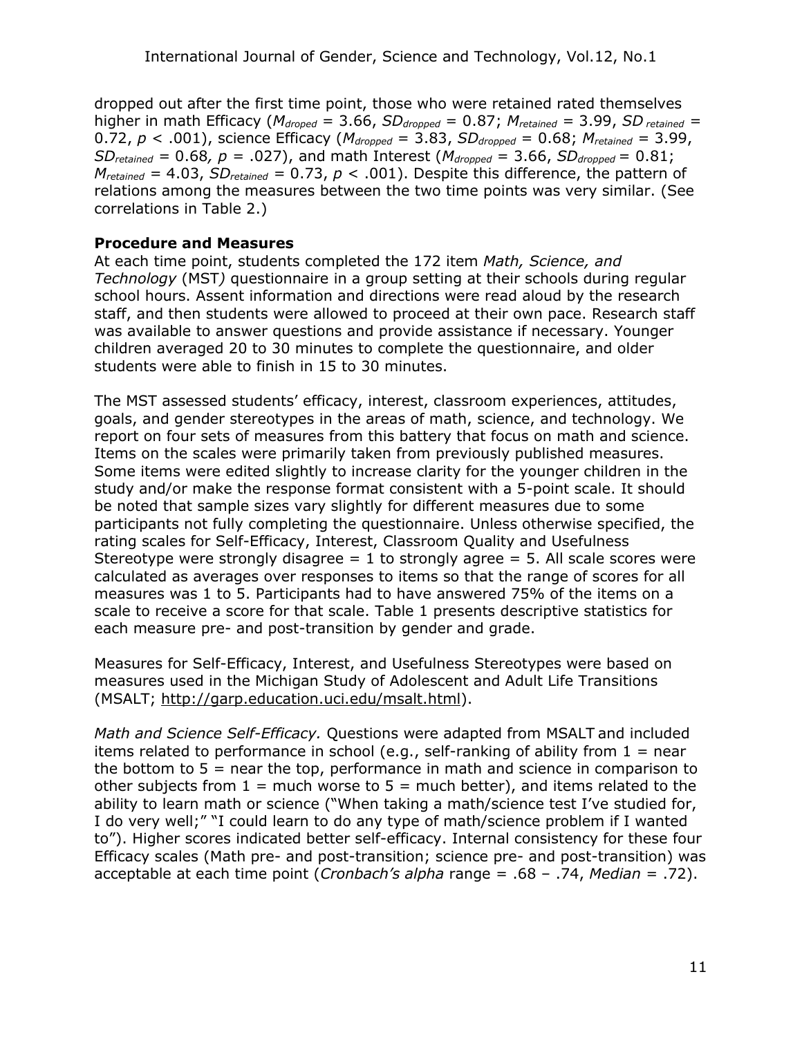dropped out after the first time point, those who were retained rated themselves higher in math Efficacy ($M_{droped}$ = 3.66, $SD_{dropped}$ = 0.87; $M_{retained}$ = 3.99, $SD_{retained}$ = 0.72, $p < .001$), science Efficacy ($M_{dropped}$ = 3.83, $SD_{dropped}$ = 0.68; $M_{retained}$ = 3.99, $SD_{retained}$ = 0.68, $p = .027$), and math Interest ($M_{dropped}$ = 3.66, $SD_{dropped}$ = 0.81; $M_{retained}$ = 4.03, $SD_{retained}$ = 0.73, $p < .001$). Despite this difference, the pattern of relations among the measures between the two time points was very similar. (See correlations in Table 2.)

**Procedure and Measures**

At each time point, students completed the 172 item *Math, Science, and Technology* (MST*)* questionnaire in a group setting at their schools during regular school hours. Assent information and directions were read aloud by the research staff, and then students were allowed to proceed at their own pace. Research staff was available to answer questions and provide assistance if necessary. Younger children averaged 20 to 30 minutes to complete the questionnaire, and older students were able to finish in 15 to 30 minutes.

The MST assessed students' efficacy, interest, classroom experiences, attitudes, goals, and gender stereotypes in the areas of math, science, and technology. We report on four sets of measures from this battery that focus on math and science. Items on the scales were primarily taken from previously published measures. Some items were edited slightly to increase clarity for the younger children in the study and/or make the response format consistent with a 5-point scale. It should be noted that sample sizes vary slightly for different measures due to some participants not fully completing the questionnaire. Unless otherwise specified, the rating scales for Self-Efficacy, Interest, Classroom Quality and Usefulness Stereotype were strongly disagree = 1 to strongly agree = 5. All scale scores were calculated as averages over responses to items so that the range of scores for all measures was 1 to 5. Participants had to have answered 75% of the items on a scale to receive a score for that scale. Table 1 presents descriptive statistics for each measure pre- and post-transition by gender and grade.

Measures for Self-Efficacy, Interest, and Usefulness Stereotypes were based on measures used in the Michigan Study of Adolescent and Adult Life Transitions (MSALT; http://garp.education.uci.edu/msalt.html).

*Math and Science Self-Efficacy.* Questions were adapted from MSALT and included items related to performance in school (e.g., self-ranking of ability from 1 = near the bottom to 5 = near the top, performance in math and science in comparison to other subjects from 1 = much worse to 5 = much better), and items related to the ability to learn math or science ("When taking a math/science test I've studied for, I do very well;" "I could learn to do any type of math/science problem if I wanted to"). Higher scores indicated better self-efficacy. Internal consistency for these four Efficacy scales (Math pre- and post-transition; science pre- and post-transition) was acceptable at each time point (*Cronbach's alpha* range = .68 – .74, *Median* = .72).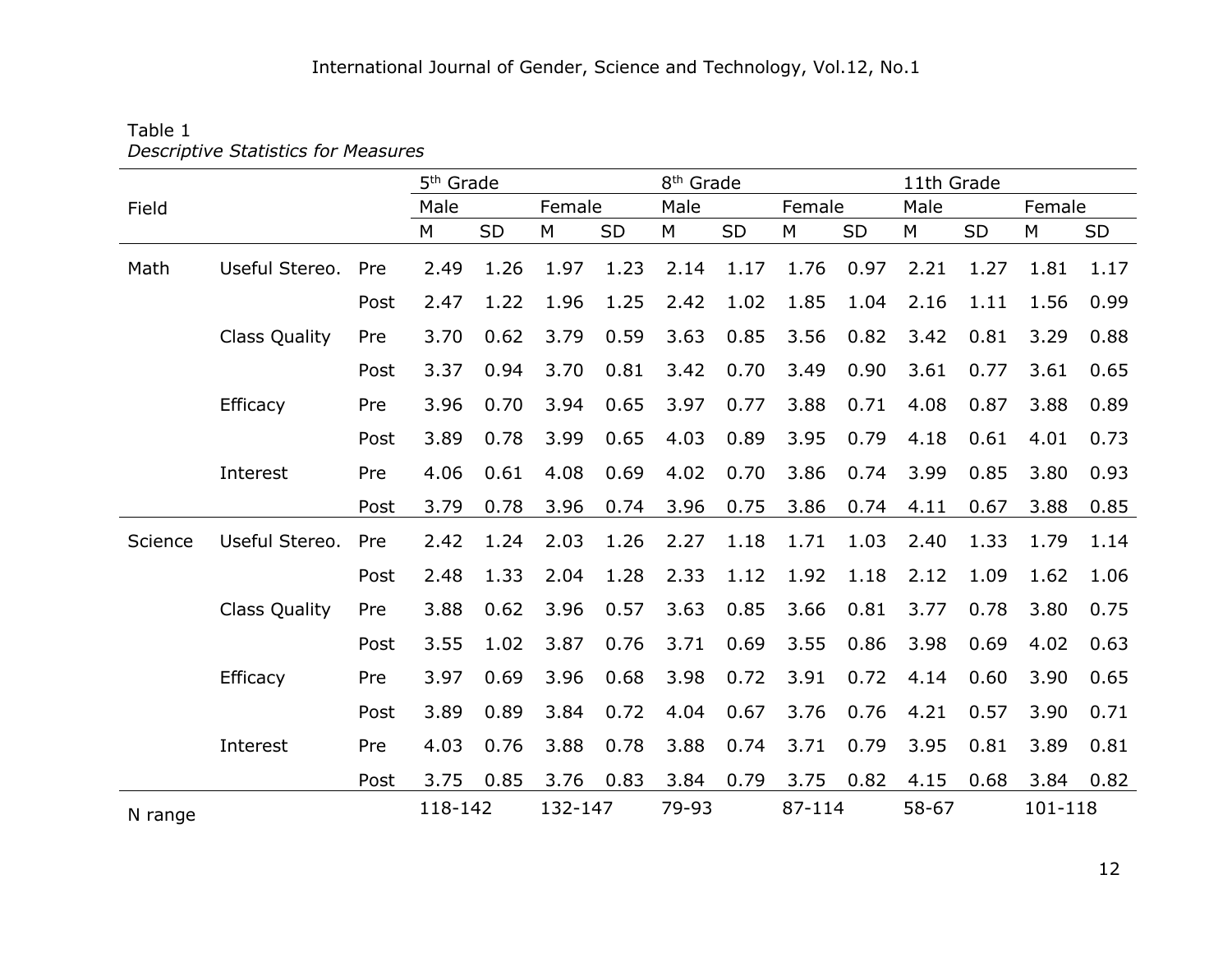Table 1
*Descriptive Statistics for Measures*

| Field | | | 5th Grade | | | | 8th Grade | | | | 11th Grade | | | |
|---|---|---|---|---|---|---|---|---|---|---|---|---|---|---|
| | | | Male | | Female | | Male | | Female | | Male | | Female | |
| | | | M | SD | M | SD | M | SD | M | SD | M | SD | M | SD |
| Math | Useful Stereo. | Pre | 2.49 | 1.26 | 1.97 | 1.23 | 2.14 | 1.17 | 1.76 | 0.97 | 2.21 | 1.27 | 1.81 | 1.17 |
| | | Post | 2.47 | 1.22 | 1.96 | 1.25 | 2.42 | 1.02 | 1.85 | 1.04 | 2.16 | 1.11 | 1.56 | 0.99 |
| | Class Quality | Pre | 3.70 | 0.62 | 3.79 | 0.59 | 3.63 | 0.85 | 3.56 | 0.82 | 3.42 | 0.81 | 3.29 | 0.88 |
| | | Post | 3.37 | 0.94 | 3.70 | 0.81 | 3.42 | 0.70 | 3.49 | 0.90 | 3.61 | 0.77 | 3.61 | 0.65 |
| | Efficacy | Pre | 3.96 | 0.70 | 3.94 | 0.65 | 3.97 | 0.77 | 3.88 | 0.71 | 4.08 | 0.87 | 3.88 | 0.89 |
| | | Post | 3.89 | 0.78 | 3.99 | 0.65 | 4.03 | 0.89 | 3.95 | 0.79 | 4.18 | 0.61 | 4.01 | 0.73 |
| | Interest | Pre | 4.06 | 0.61 | 4.08 | 0.69 | 4.02 | 0.70 | 3.86 | 0.74 | 3.99 | 0.85 | 3.80 | 0.93 |
| | | Post | 3.79 | 0.78 | 3.96 | 0.74 | 3.96 | 0.75 | 3.86 | 0.74 | 4.11 | 0.67 | 3.88 | 0.85 |
| Science | Useful Stereo. | Pre | 2.42 | 1.24 | 2.03 | 1.26 | 2.27 | 1.18 | 1.71 | 1.03 | 2.40 | 1.33 | 1.79 | 1.14 |
| | | Post | 2.48 | 1.33 | 2.04 | 1.28 | 2.33 | 1.12 | 1.92 | 1.18 | 2.12 | 1.09 | 1.62 | 1.06 |
| | Class Quality | Pre | 3.88 | 0.62 | 3.96 | 0.57 | 3.63 | 0.85 | 3.66 | 0.81 | 3.77 | 0.78 | 3.80 | 0.75 |
| | | Post | 3.55 | 1.02 | 3.87 | 0.76 | 3.71 | 0.69 | 3.55 | 0.86 | 3.98 | 0.69 | 4.02 | 0.63 |
| | Efficacy | Pre | 3.97 | 0.69 | 3.96 | 0.68 | 3.98 | 0.72 | 3.91 | 0.72 | 4.14 | 0.60 | 3.90 | 0.65 |
| | | Post | 3.89 | 0.89 | 3.84 | 0.72 | 4.04 | 0.67 | 3.76 | 0.76 | 4.21 | 0.57 | 3.90 | 0.71 |
| | Interest | Pre | 4.03 | 0.76 | 3.88 | 0.78 | 3.88 | 0.74 | 3.71 | 0.79 | 3.95 | 0.81 | 3.89 | 0.81 |
| | | Post | 3.75 | 0.85 | 3.76 | 0.83 | 3.84 | 0.79 | 3.75 | 0.82 | 4.15 | 0.68 | 3.84 | 0.82 |
| N range | | | 118-142 | | 132-147 | | 79-93 | | 87-114 | | 58-67 | | 101-118 | |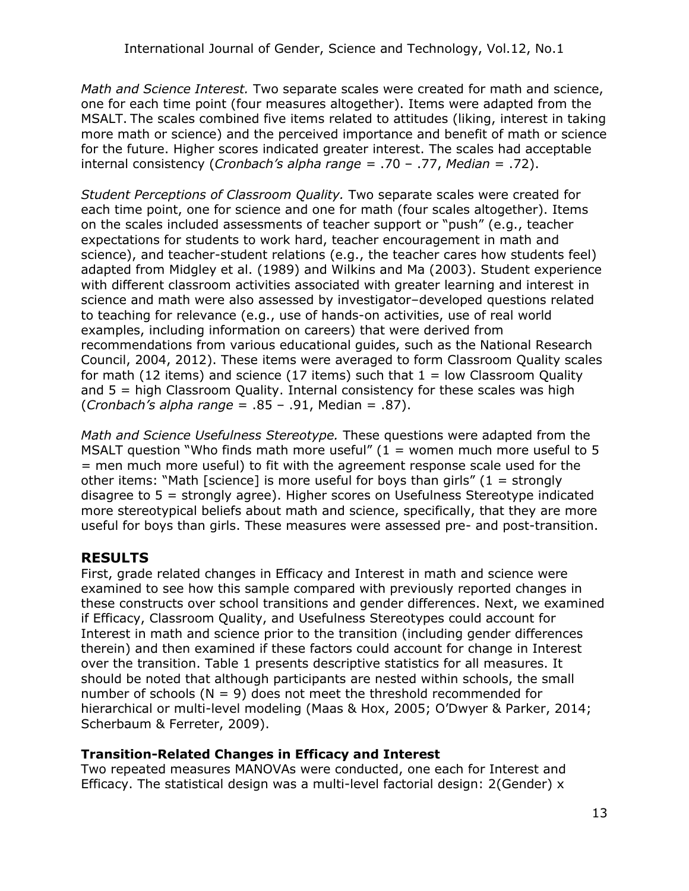*Math and Science Interest.* Two separate scales were created for math and science, one for each time point (four measures altogether). Items were adapted from the MSALT. The scales combined five items related to attitudes (liking, interest in taking more math or science) and the perceived importance and benefit of math or science for the future. Higher scores indicated greater interest. The scales had acceptable internal consistency (*Cronbach's alpha range* = .70 – .77, *Median* = .72).

*Student Perceptions of Classroom Quality.* Two separate scales were created for each time point, one for science and one for math (four scales altogether). Items on the scales included assessments of teacher support or "push" (e.g., teacher expectations for students to work hard, teacher encouragement in math and science), and teacher-student relations (e.g., the teacher cares how students feel) adapted from Midgley et al. (1989) and Wilkins and Ma (2003). Student experience with different classroom activities associated with greater learning and interest in science and math were also assessed by investigator–developed questions related to teaching for relevance (e.g., use of hands-on activities, use of real world examples, including information on careers) that were derived from recommendations from various educational guides, such as the National Research Council, 2004, 2012). These items were averaged to form Classroom Quality scales for math (12 items) and science (17 items) such that 1 = low Classroom Quality and 5 = high Classroom Quality. Internal consistency for these scales was high (*Cronbach's alpha range* = .85 – .91, Median = .87).

*Math and Science Usefulness Stereotype.* These questions were adapted from the MSALT question "Who finds math more useful" (1 = women much more useful to 5 = men much more useful) to fit with the agreement response scale used for the other items: "Math [science] is more useful for boys than girls" (1 = strongly disagree to 5 = strongly agree). Higher scores on Usefulness Stereotype indicated more stereotypical beliefs about math and science, specifically, that they are more useful for boys than girls. These measures were assessed pre- and post-transition.

## RESULTS

First, grade related changes in Efficacy and Interest in math and science were examined to see how this sample compared with previously reported changes in these constructs over school transitions and gender differences. Next, we examined if Efficacy, Classroom Quality, and Usefulness Stereotypes could account for Interest in math and science prior to the transition (including gender differences therein) and then examined if these factors could account for change in Interest over the transition. Table 1 presents descriptive statistics for all measures. It should be noted that although participants are nested within schools, the small number of schools (N = 9) does not meet the threshold recommended for hierarchical or multi-level modeling (Maas & Hox, 2005; O'Dwyer & Parker, 2014; Scherbaum & Ferreter, 2009).

### Transition-Related Changes in Efficacy and Interest

Two repeated measures MANOVAs were conducted, one each for Interest and Efficacy. The statistical design was a multi-level factorial design: 2(Gender) x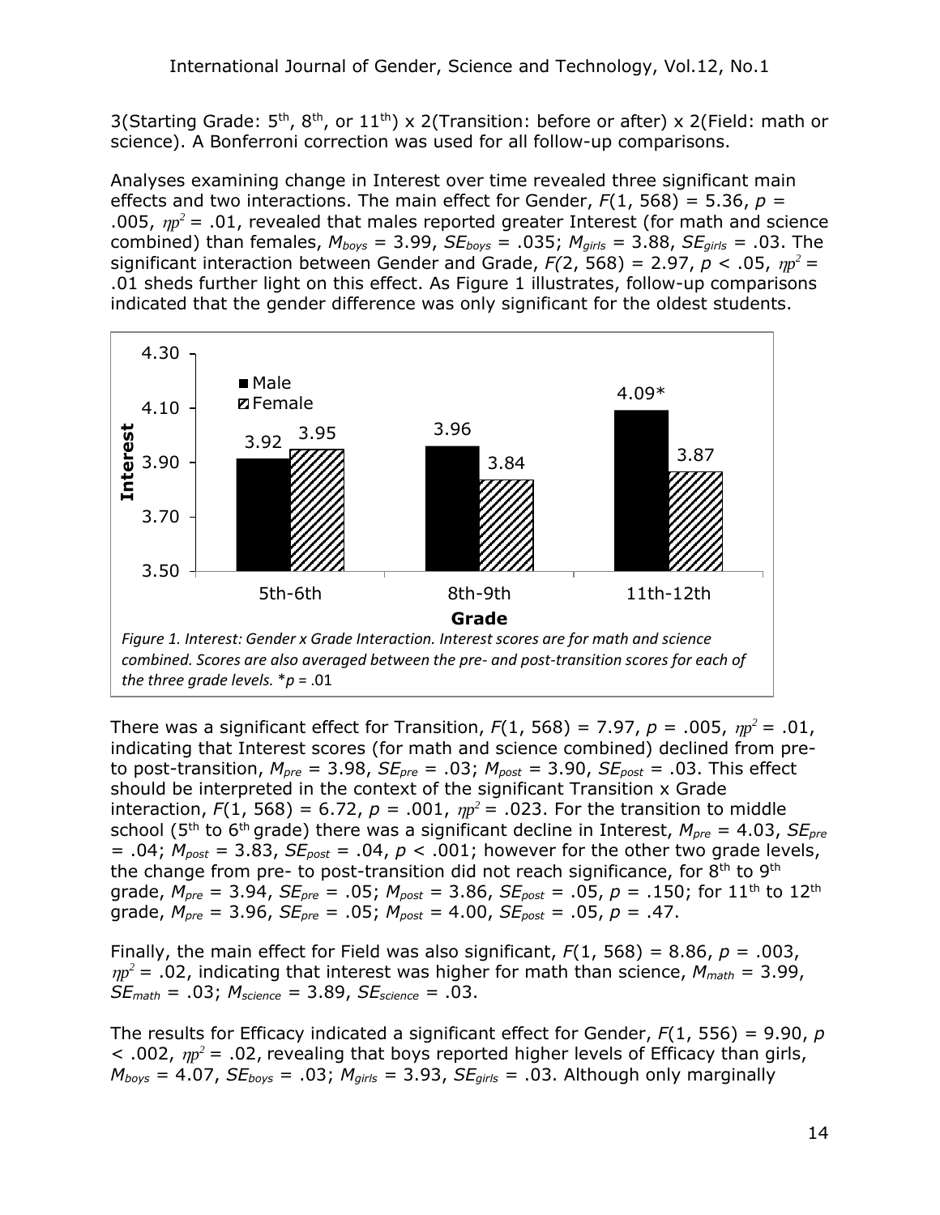3(Starting Grade: 5th, 8th, or 11th) x 2(Transition: before or after) x 2(Field: math or science). A Bonferroni correction was used for all follow-up comparisons.

Analyses examining change in Interest over time revealed three significant main effects and two interactions. The main effect for Gender, $F(1, 568) = 5.36$, $p = .005$, $\eta p^2 = .01$, revealed that males reported greater Interest (for math and science combined) than females, $M_{boys} = 3.99$, $SE_{boys} = .035$; $M_{girls} = 3.88$, $SE_{girls} = .03$. The significant interaction between Gender and Grade, $F(2, 568) = 2.97$, $p < .05$, $\eta p^2 = .01$ sheds further light on this effect. As Figure 1 illustrates, follow-up comparisons indicated that the gender difference was only significant for the oldest students.

| Grade | Male | Female |
|---|---|---|
| 5th-6th | 3.92 | 3.95 |
| 8th-9th | 3.96 | 3.84 |
| 11th-12th | 4.09* | 3.87 |

*Figure 1. Interest: Gender x Grade Interaction. Interest scores are for math and science combined. Scores are also averaged between the pre- and post-transition scores for each of the three grade levels.* \*$p = .01$

There was a significant effect for Transition, $F(1, 568) = 7.97$, $p = .005$, $\eta p^2 = .01$, indicating that Interest scores (for math and science combined) declined from pre- to post-transition, $M_{pre} = 3.98$, $SE_{pre} = .03$; $M_{post} = 3.90$, $SE_{post} = .03$. This effect should be interpreted in the context of the significant Transition x Grade interaction, $F(1, 568) = 6.72$, $p = .001$, $\eta p^2 = .023$. For the transition to middle school (5th to 6th grade) there was a significant decline in Interest, $M_{pre} = 4.03$, $SE_{pre} = .04$; $M_{post} = 3.83$, $SE_{post} = .04$, $p < .001$; however for the other two grade levels, the change from pre- to post-transition did not reach significance, for 8th to 9th grade, $M_{pre} = 3.94$, $SE_{pre} = .05$; $M_{post} = 3.86$, $SE_{post} = .05$, $p = .150$; for 11th to 12th grade, $M_{pre} = 3.96$, $SE_{pre} = .05$; $M_{post} = 4.00$, $SE_{post} = .05$, $p = .47$.

Finally, the main effect for Field was also significant, $F(1, 568) = 8.86$, $p = .003$, $\eta p^2 = .02$, indicating that interest was higher for math than science, $M_{math} = 3.99$, $SE_{math} = .03$; $M_{science} = 3.89$, $SE_{science} = .03$.

The results for Efficacy indicated a significant effect for Gender, $F(1, 556) = 9.90$, $p < .002$, $\eta p^2 = .02$, revealing that boys reported higher levels of Efficacy than girls, $M_{boys} = 4.07$, $SE_{boys} = .03$; $M_{girls} = 3.93$, $SE_{girls} = .03$. Although only marginally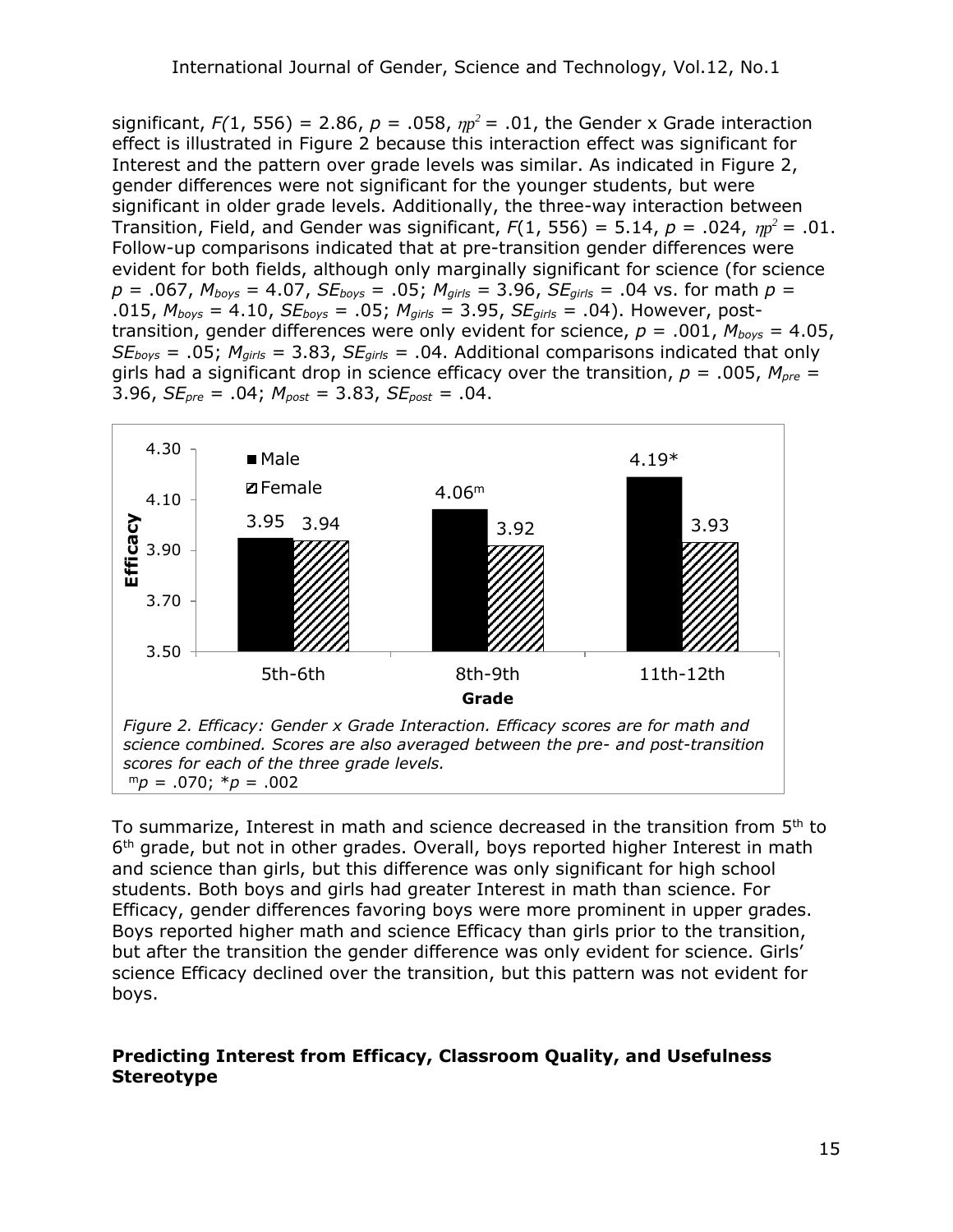significant, $F(1, 556) = 2.86$, $p = .058$, $\eta p^2 = .01$, the Gender x Grade interaction effect is illustrated in Figure 2 because this interaction effect was significant for Interest and the pattern over grade levels was similar. As indicated in Figure 2, gender differences were not significant for the younger students, but were significant in older grade levels. Additionally, the three-way interaction between Transition, Field, and Gender was significant, $F(1, 556) = 5.14$, $p = .024$, $\eta p^2 = .01$. Follow-up comparisons indicated that at pre-transition gender differences were evident for both fields, although only marginally significant for science (for science $p = .067$, $M_{boys} = 4.07$, $SE_{boys} = .05$; $M_{girls} = 3.96$, $SE_{girls} = .04$ vs. for math $p = .015$, $M_{boys} = 4.10$, $SE_{boys} = .05$; $M_{girls} = 3.95$, $SE_{girls} = .04$). However, post-transition, gender differences were only evident for science, $p = .001$, $M_{boys} = 4.05$, $SE_{boys} = .05$; $M_{girls} = 3.83$, $SE_{girls} = .04$. Additional comparisons indicated that only girls had a significant drop in science efficacy over the transition, $p = .005$, $M_{pre} = 3.96$, $SE_{pre} = .04$; $M_{post} = 3.83$, $SE_{post} = .04$.

| Grade | Male | Female |
|---|---|---|
| 5th-6th | 3.95 | 3.94 |
| 8th-9th | 4.06[m] | 3.92 |
| 11th-12th | 4.19* | 3.93 |

*Figure 2. Efficacy: Gender x Grade Interaction. Efficacy scores are for math and science combined. Scores are also averaged between the pre- and post-transition scores for each of the three grade levels.*
[m]$p = .070$; *$p = .002$

To summarize, Interest in math and science decreased in the transition from 5th to 6th grade, but not in other grades. Overall, boys reported higher Interest in math and science than girls, but this difference was only significant for high school students. Both boys and girls had greater Interest in math than science. For Efficacy, gender differences favoring boys were more prominent in upper grades. Boys reported higher math and science Efficacy than girls prior to the transition, but after the transition the gender difference was only evident for science. Girls' science Efficacy declined over the transition, but this pattern was not evident for boys.

## Predicting Interest from Efficacy, Classroom Quality, and Usefulness Stereotype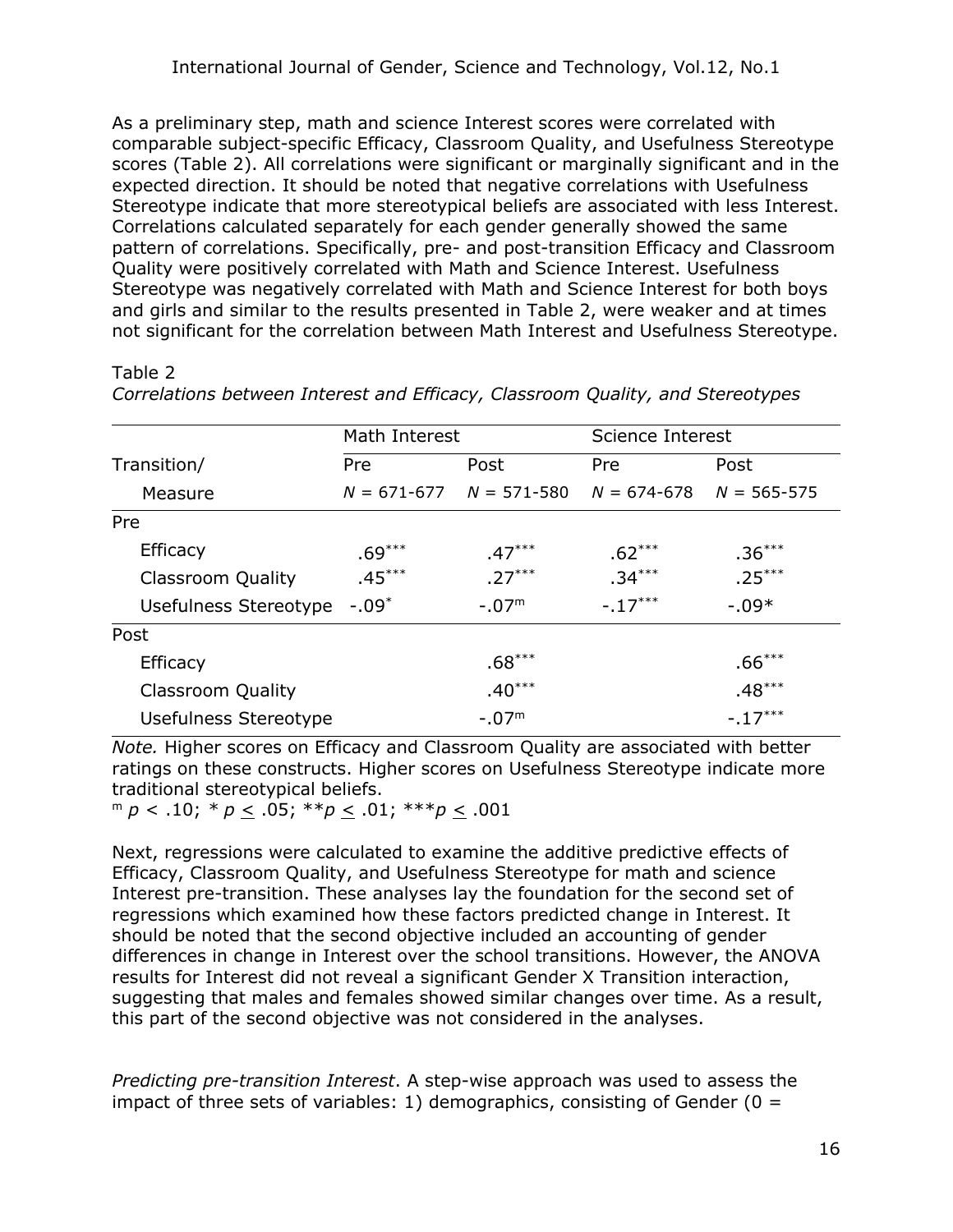As a preliminary step, math and science Interest scores were correlated with comparable subject-specific Efficacy, Classroom Quality, and Usefulness Stereotype scores (Table 2). All correlations were significant or marginally significant and in the expected direction. It should be noted that negative correlations with Usefulness Stereotype indicate that more stereotypical beliefs are associated with less Interest. Correlations calculated separately for each gender generally showed the same pattern of correlations. Specifically, pre- and post-transition Efficacy and Classroom Quality were positively correlated with Math and Science Interest. Usefulness Stereotype was negatively correlated with Math and Science Interest for both boys and girls and similar to the results presented in Table 2, were weaker and at times not significant for the correlation between Math Interest and Usefulness Stereotype.

Table 2

*Correlations between Interest and Efficacy, Classroom Quality, and Stereotypes*

| Transition/ Measure | Math Interest | | Science Interest | |
|---|---|---|---|---|
| | Pre $N$ = 671-677 | Post $N$ = 571-580 | Pre $N$ = 674-678 | Post $N$ = 565-575 |
| **Pre** | | | | |
| Efficacy | .69*** | .47*** | .62*** | .36*** |
| Classroom Quality | .45*** | .27*** | .34*** | .25*** |
| Usefulness Stereotype | -.09* | -.07m | -.17*** | -.09* |
| **Post** | | | | |
| Efficacy | | .68*** | | .66*** |
| Classroom Quality | | .40*** | | .48*** |
| Usefulness Stereotype | | -.07m | | -.17*** |

*Note.* Higher scores on Efficacy and Classroom Quality are associated with better ratings on these constructs. Higher scores on Usefulness Stereotype indicate more traditional stereotypical beliefs.

m $p < .10$; * $p \leq .05$; ** $p \leq .01$; *** $p \leq .001$

Next, regressions were calculated to examine the additive predictive effects of Efficacy, Classroom Quality, and Usefulness Stereotype for math and science Interest pre-transition. These analyses lay the foundation for the second set of regressions which examined how these factors predicted change in Interest. It should be noted that the second objective included an accounting of gender differences in change in Interest over the school transitions. However, the ANOVA results for Interest did not reveal a significant Gender X Transition interaction, suggesting that males and females showed similar changes over time. As a result, this part of the second objective was not considered in the analyses.

*Predicting pre-transition Interest*. A step-wise approach was used to assess the impact of three sets of variables: 1) demographics, consisting of Gender (0 =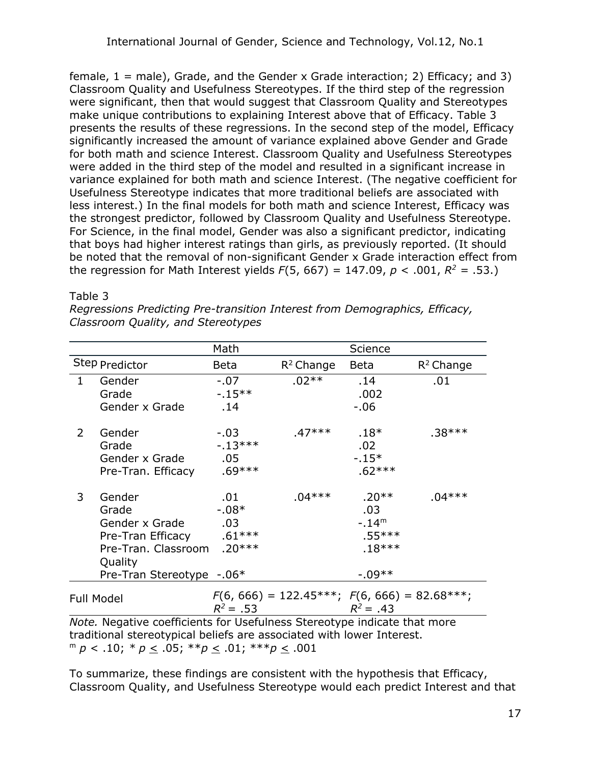female, 1 = male), Grade, and the Gender x Grade interaction; 2) Efficacy; and 3) Classroom Quality and Usefulness Stereotypes. If the third step of the regression were significant, then that would suggest that Classroom Quality and Stereotypes make unique contributions to explaining Interest above that of Efficacy. Table 3 presents the results of these regressions. In the second step of the model, Efficacy significantly increased the amount of variance explained above Gender and Grade for both math and science Interest. Classroom Quality and Usefulness Stereotypes were added in the third step of the model and resulted in a significant increase in variance explained for both math and science Interest. (The negative coefficient for Usefulness Stereotype indicates that more traditional beliefs are associated with less interest.) In the final models for both math and science Interest, Efficacy was the strongest predictor, followed by Classroom Quality and Usefulness Stereotype. For Science, in the final model, Gender was also a significant predictor, indicating that boys had higher interest ratings than girls, as previously reported. (It should be noted that the removal of non-significant Gender x Grade interaction effect from the regression for Math Interest yields $F(5, 667) = 147.09$, $p < .001$, $R^2 = .53$.)

Table 3

*Regressions Predicting Pre-transition Interest from Demographics, Efficacy, Classroom Quality, and Stereotypes*

| | | Math | | Science | |
|---|---|---|---|---|---|
| Step | Predictor | Beta | $R^2$ Change | Beta | $R^2$ Change |
| 1 | Gender | -.07 | .02** | .14 | .01 |
| | Grade | -.15** | | .002 | |
| | Gender x Grade | .14 | | -.06 | |
| 2 | Gender | -.03 | .47*** | .18* | .38*** |
| | Grade | -.13*** | | .02 | |
| | Gender x Grade | .05 | | -.15* | |
| | Pre-Tran. Efficacy | .69*** | | .62*** | |
| 3 | Gender | .01 | .04*** | .20** | .04*** |
| | Grade | -.08* | | .03 | |
| | Gender x Grade | .03 | | -.14[m] | |
| | Pre-Tran Efficacy | .61*** | | .55*** | |
| | Pre-Tran. Classroom Quality | .20*** | | .18*** | |
| | Pre-Tran Stereotype | -.06* | | -.09** | |
| Full Model | | $F(6, 666) = 122.45$***; $R^2 = .53$ | | $F(6, 666) = 82.68$***; $R^2 = .43$ | |

*Note.* Negative coefficients for Usefulness Stereotype indicate that more traditional stereotypical beliefs are associated with lower Interest.
[m] $p < .10$; * $p \leq .05$; ** $p \leq .01$; *** $p \leq .001$

To summarize, these findings are consistent with the hypothesis that Efficacy, Classroom Quality, and Usefulness Stereotype would each predict Interest and that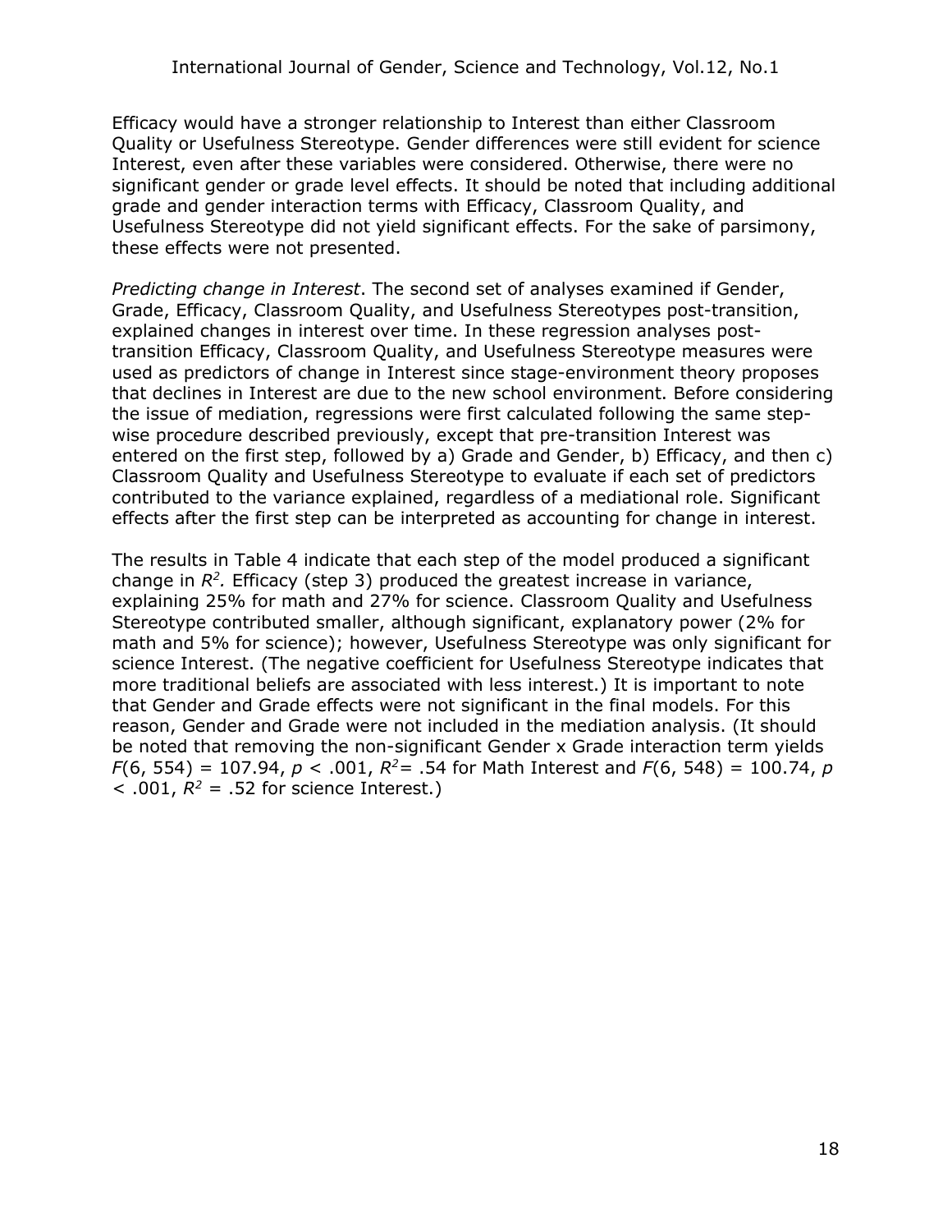Efficacy would have a stronger relationship to Interest than either Classroom Quality or Usefulness Stereotype. Gender differences were still evident for science Interest, even after these variables were considered. Otherwise, there were no significant gender or grade level effects. It should be noted that including additional grade and gender interaction terms with Efficacy, Classroom Quality, and Usefulness Stereotype did not yield significant effects. For the sake of parsimony, these effects were not presented.

*Predicting change in Interest*. The second set of analyses examined if Gender, Grade, Efficacy, Classroom Quality, and Usefulness Stereotypes post-transition, explained changes in interest over time. In these regression analyses post-transition Efficacy, Classroom Quality, and Usefulness Stereotype measures were used as predictors of change in Interest since stage-environment theory proposes that declines in Interest are due to the new school environment. Before considering the issue of mediation, regressions were first calculated following the same step-wise procedure described previously, except that pre-transition Interest was entered on the first step, followed by a) Grade and Gender, b) Efficacy, and then c) Classroom Quality and Usefulness Stereotype to evaluate if each set of predictors contributed to the variance explained, regardless of a mediational role. Significant effects after the first step can be interpreted as accounting for change in interest.

The results in Table 4 indicate that each step of the model produced a significant change in $R^2$. Efficacy (step 3) produced the greatest increase in variance, explaining 25% for math and 27% for science. Classroom Quality and Usefulness Stereotype contributed smaller, although significant, explanatory power (2% for math and 5% for science); however, Usefulness Stereotype was only significant for science Interest. (The negative coefficient for Usefulness Stereotype indicates that more traditional beliefs are associated with less interest.) It is important to note that Gender and Grade effects were not significant in the final models. For this reason, Gender and Grade were not included in the mediation analysis. (It should be noted that removing the non-significant Gender x Grade interaction term yields $F(6, 554) = 107.94$, $p < .001$, $R^2 = .54$ for Math Interest and $F(6, 548) = 100.74$, $p < .001$, $R^2 = .52$ for science Interest.)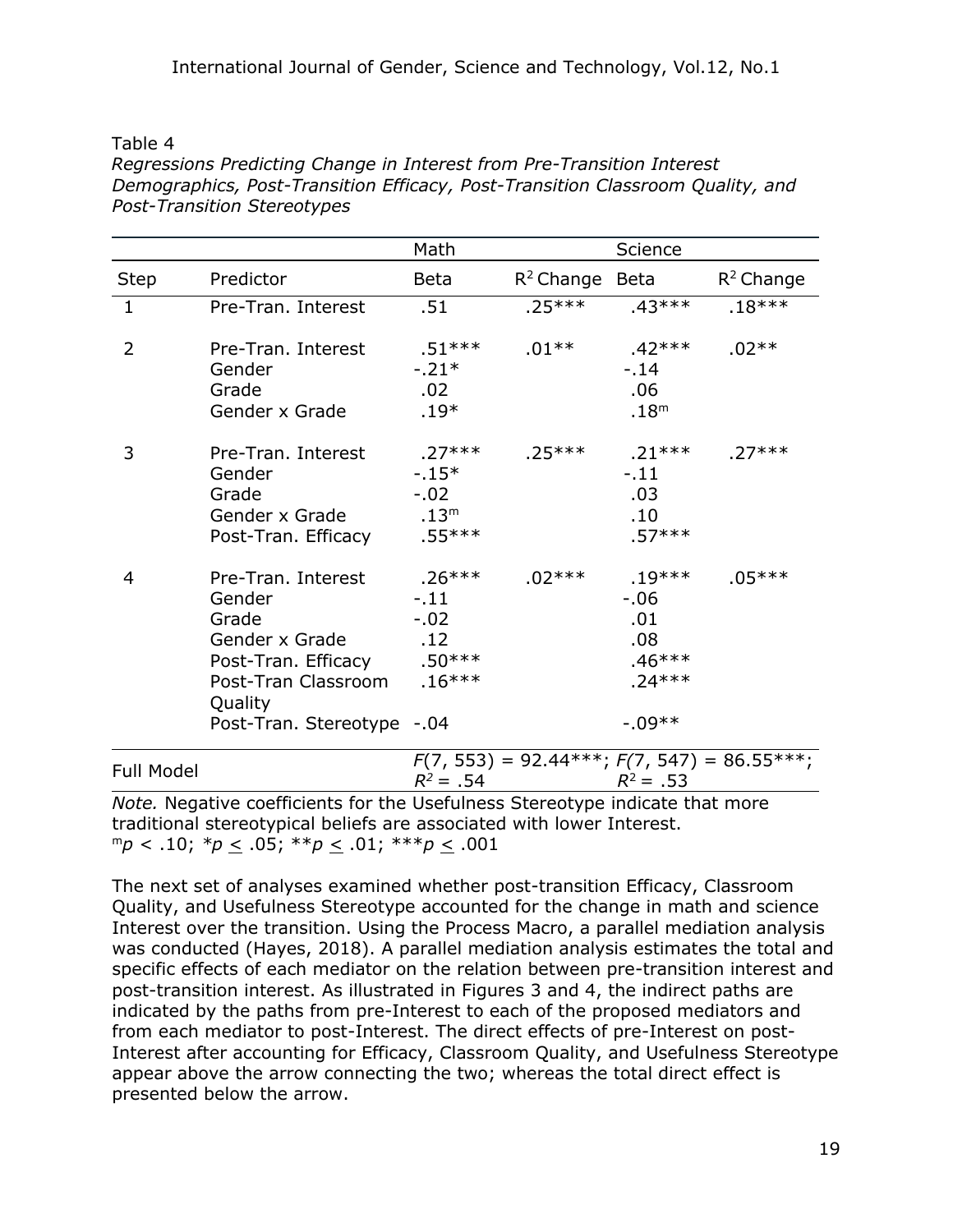Table 4

*Regressions Predicting Change in Interest from Pre-Transition Interest Demographics, Post-Transition Efficacy, Post-Transition Classroom Quality, and Post-Transition Stereotypes*

| | | Math | | Science | |
|---|---|---|---|---|---|
| Step | Predictor | Beta | $R^2$ Change | Beta | $R^2$ Change |
| 1 | Pre-Tran. Interest | .51 | .25*** | .43*** | .18*** |
| 2 | Pre-Tran. Interest | .51*** | .01** | .42*** | .02** |
| | Gender | -.21* | | -.14 | |
| | Grade | .02 | | .06 | |
| | Gender x Grade | .19* | | .18ᵐ | |
| 3 | Pre-Tran. Interest | .27*** | .25*** | .21*** | .27*** |
| | Gender | -.15* | | -.11 | |
| | Grade | -.02 | | .03 | |
| | Gender x Grade | .13ᵐ | | .10 | |
| | Post-Tran. Efficacy | .55*** | | .57*** | |
| 4 | Pre-Tran. Interest | .26*** | .02*** | .19*** | .05*** |
| | Gender | -.11 | | -.06 | |
| | Grade | -.02 | | .01 | |
| | Gender x Grade | .12 | | .08 | |
| | Post-Tran. Efficacy | .50*** | | .46*** | |
| | Post-Tran Classroom Quality | .16*** | | .24*** | |
| | Post-Tran. Stereotype | -.04 | | -.09** | |
| Full Model | | $F(7, 553) = 92.44$***; $R^2 = .54$ | | $F(7, 547) = 86.55$***; $R^2 = .53$ | |

*Note.* Negative coefficients for the Usefulness Stereotype indicate that more traditional stereotypical beliefs are associated with lower Interest.
ᵐ$p < .10$; \*$p \leq .05$; \*\*$p \leq .01$; \*\*\*$p \leq .001$

The next set of analyses examined whether post-transition Efficacy, Classroom Quality, and Usefulness Stereotype accounted for the change in math and science Interest over the transition. Using the Process Macro, a parallel mediation analysis was conducted (Hayes, 2018). A parallel mediation analysis estimates the total and specific effects of each mediator on the relation between pre-transition interest and post-transition interest. As illustrated in Figures 3 and 4, the indirect paths are indicated by the paths from pre-Interest to each of the proposed mediators and from each mediator to post-Interest. The direct effects of pre-Interest on post-Interest after accounting for Efficacy, Classroom Quality, and Usefulness Stereotype appear above the arrow connecting the two; whereas the total direct effect is presented below the arrow.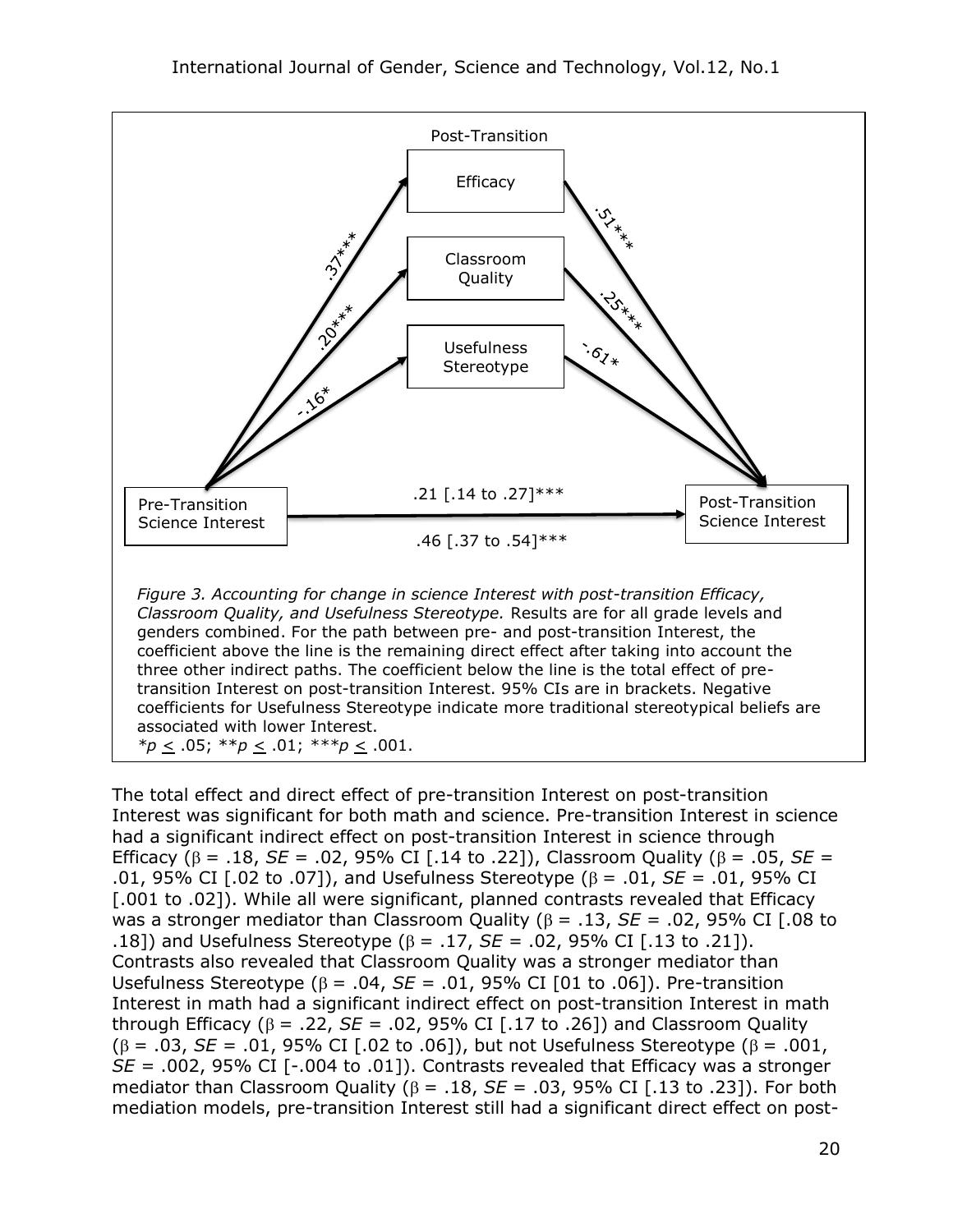Post-Transition

Efficacy

Classroom Quality

Usefulness Stereotype

.37***

.20***

-.16*

.51***

.25***

-.61*

Pre-Transition Science Interest

Post-Transition Science Interest

.21 [.14 to .27]***

.46 [.37 to .54]***

*Figure 3. Accounting for change in science Interest with post-transition Efficacy, Classroom Quality, and Usefulness Stereotype.* Results are for all grade levels and genders combined. For the path between pre- and post-transition Interest, the coefficient above the line is the remaining direct effect after taking into account the three other indirect paths. The coefficient below the line is the total effect of pre-transition Interest on post-transition Interest. 95% CIs are in brackets. Negative coefficients for Usefulness Stereotype indicate more traditional stereotypical beliefs are associated with lower Interest.
$^*p \leq .05$; $^{**}p \leq .01$; $^{***}p \leq .001$.

The total effect and direct effect of pre-transition Interest on post-transition Interest was significant for both math and science. Pre-transition Interest in science had a significant indirect effect on post-transition Interest in science through Efficacy ($\beta = .18$, $SE = .02$, 95% CI [.14 to .22]), Classroom Quality ($\beta = .05$, $SE = .01$, 95% CI [.02 to .07]), and Usefulness Stereotype ($\beta = .01$, $SE = .01$, 95% CI [.001 to .02]). While all were significant, planned contrasts revealed that Efficacy was a stronger mediator than Classroom Quality ($\beta = .13$, $SE = .02$, 95% CI [.08 to .18]) and Usefulness Stereotype ($\beta = .17$, $SE = .02$, 95% CI [.13 to .21]). Contrasts also revealed that Classroom Quality was a stronger mediator than Usefulness Stereotype ($\beta = .04$, $SE = .01$, 95% CI [01 to .06]). Pre-transition Interest in math had a significant indirect effect on post-transition Interest in math through Efficacy ($\beta = .22$, $SE = .02$, 95% CI [.17 to .26]) and Classroom Quality ($\beta = .03$, $SE = .01$, 95% CI [.02 to .06]), but not Usefulness Stereotype ($\beta = .001$, $SE = .002$, 95% CI [-.004 to .01]). Contrasts revealed that Efficacy was a stronger mediator than Classroom Quality ($\beta = .18$, $SE = .03$, 95% CI [.13 to .23]). For both mediation models, pre-transition Interest still had a significant direct effect on post-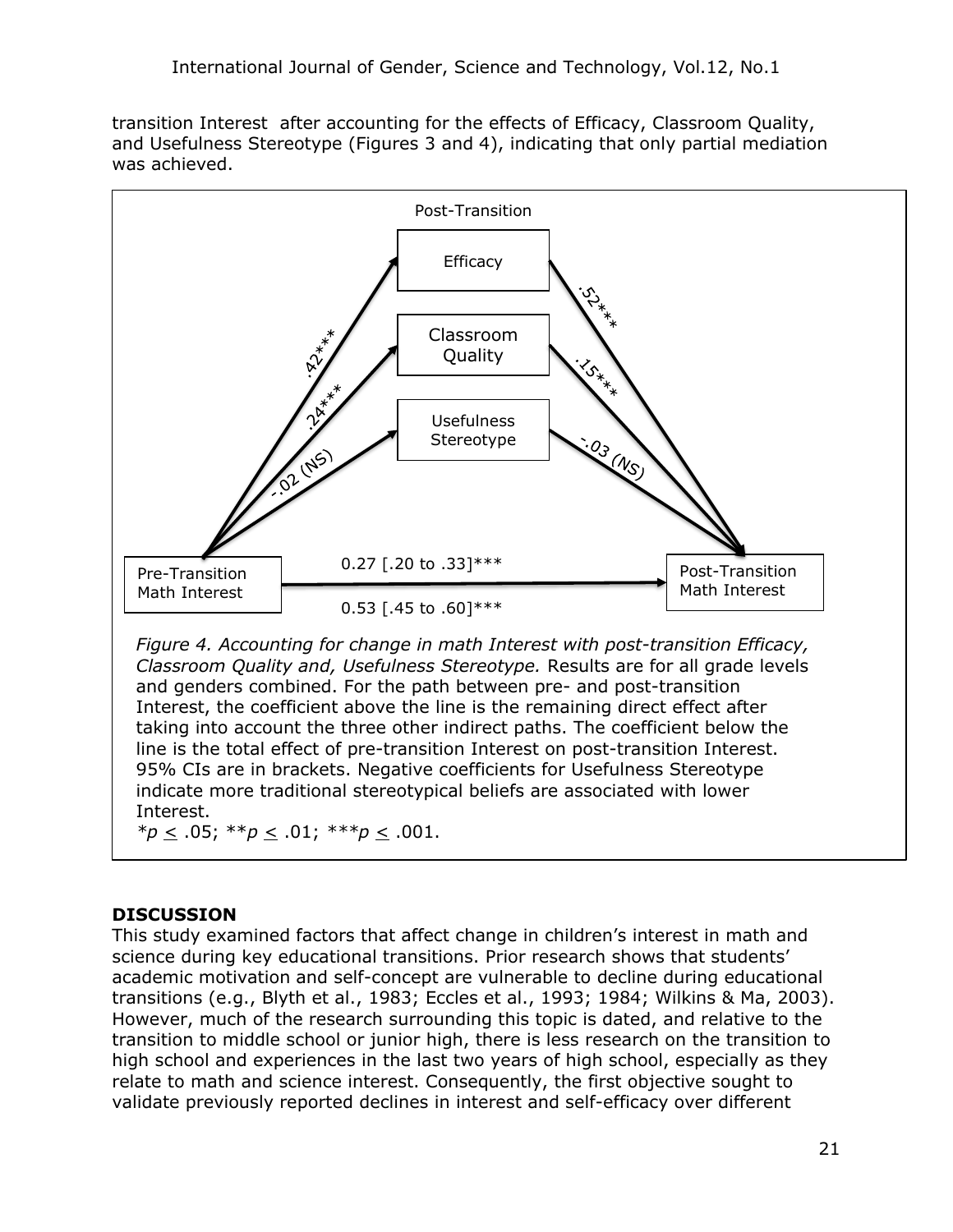transition Interest after accounting for the effects of Efficacy, Classroom Quality, and Usefulness Stereotype (Figures 3 and 4), indicating that only partial mediation was achieved.

Post-Transition

Efficacy

Classroom Quality

Usefulness Stereotype

.42***

.24***

-.02 (NS)

.52***

.15***

-.03 (NS)

Pre-Transition Math Interest

Post-Transition Math Interest

0.27 [.20 to .33]***

0.53 [.45 to .60]***

*Figure 4. Accounting for change in math Interest with post-transition Efficacy, Classroom Quality and, Usefulness Stereotype.* Results are for all grade levels and genders combined. For the path between pre- and post-transition Interest, the coefficient above the line is the remaining direct effect after taking into account the three other indirect paths. The coefficient below the line is the total effect of pre-transition Interest on post-transition Interest. 95% CIs are in brackets. Negative coefficients for Usefulness Stereotype indicate more traditional stereotypical beliefs are associated with lower Interest.

*$p \leq .05$; **$p \leq .01$; ***$p \leq .001$.

## DISCUSSION

This study examined factors that affect change in children's interest in math and science during key educational transitions. Prior research shows that students' academic motivation and self-concept are vulnerable to decline during educational transitions (e.g., Blyth et al., 1983; Eccles et al., 1993; 1984; Wilkins & Ma, 2003). However, much of the research surrounding this topic is dated, and relative to the transition to middle school or junior high, there is less research on the transition to high school and experiences in the last two years of high school, especially as they relate to math and science interest. Consequently, the first objective sought to validate previously reported declines in interest and self-efficacy over different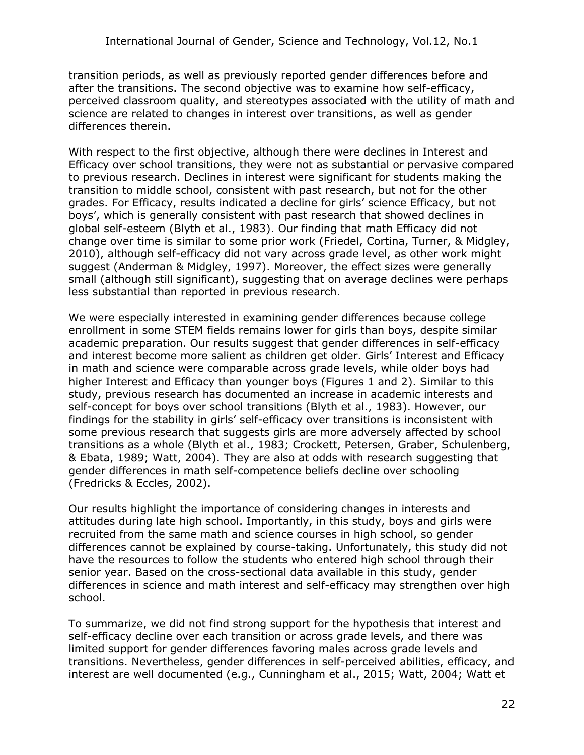transition periods, as well as previously reported gender differences before and after the transitions. The second objective was to examine how self-efficacy, perceived classroom quality, and stereotypes associated with the utility of math and science are related to changes in interest over transitions, as well as gender differences therein.

With respect to the first objective, although there were declines in Interest and Efficacy over school transitions, they were not as substantial or pervasive compared to previous research. Declines in interest were significant for students making the transition to middle school, consistent with past research, but not for the other grades. For Efficacy, results indicated a decline for girls' science Efficacy, but not boys', which is generally consistent with past research that showed declines in global self-esteem (Blyth et al., 1983). Our finding that math Efficacy did not change over time is similar to some prior work (Friedel, Cortina, Turner, & Midgley, 2010), although self-efficacy did not vary across grade level, as other work might suggest (Anderman & Midgley, 1997). Moreover, the effect sizes were generally small (although still significant), suggesting that on average declines were perhaps less substantial than reported in previous research.

We were especially interested in examining gender differences because college enrollment in some STEM fields remains lower for girls than boys, despite similar academic preparation. Our results suggest that gender differences in self-efficacy and interest become more salient as children get older. Girls' Interest and Efficacy in math and science were comparable across grade levels, while older boys had higher Interest and Efficacy than younger boys (Figures 1 and 2). Similar to this study, previous research has documented an increase in academic interests and self-concept for boys over school transitions (Blyth et al., 1983). However, our findings for the stability in girls' self-efficacy over transitions is inconsistent with some previous research that suggests girls are more adversely affected by school transitions as a whole (Blyth et al., 1983; Crockett, Petersen, Graber, Schulenberg, & Ebata, 1989; Watt, 2004). They are also at odds with research suggesting that gender differences in math self-competence beliefs decline over schooling (Fredricks & Eccles, 2002).

Our results highlight the importance of considering changes in interests and attitudes during late high school. Importantly, in this study, boys and girls were recruited from the same math and science courses in high school, so gender differences cannot be explained by course-taking. Unfortunately, this study did not have the resources to follow the students who entered high school through their senior year. Based on the cross-sectional data available in this study, gender differences in science and math interest and self-efficacy may strengthen over high school.

To summarize, we did not find strong support for the hypothesis that interest and self-efficacy decline over each transition or across grade levels, and there was limited support for gender differences favoring males across grade levels and transitions. Nevertheless, gender differences in self-perceived abilities, efficacy, and interest are well documented (e.g., Cunningham et al., 2015; Watt, 2004; Watt et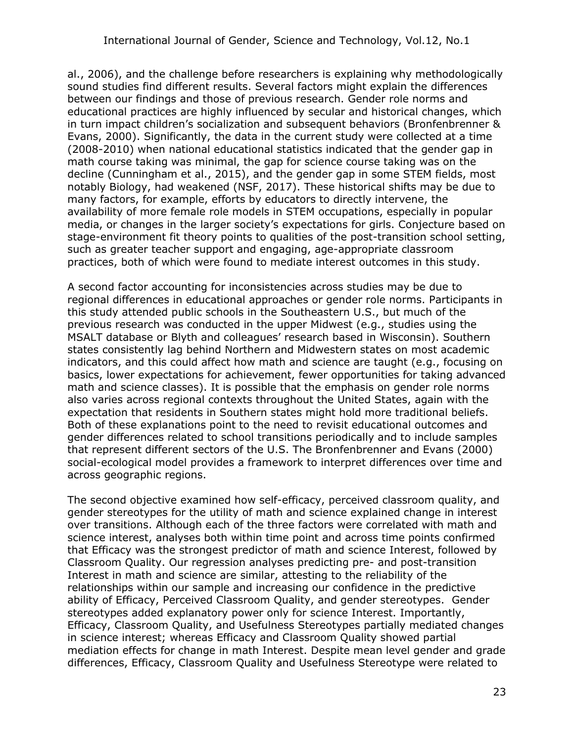al., 2006), and the challenge before researchers is explaining why methodologically sound studies find different results. Several factors might explain the differences between our findings and those of previous research. Gender role norms and educational practices are highly influenced by secular and historical changes, which in turn impact children's socialization and subsequent behaviors (Bronfenbrenner & Evans, 2000). Significantly, the data in the current study were collected at a time (2008-2010) when national educational statistics indicated that the gender gap in math course taking was minimal, the gap for science course taking was on the decline (Cunningham et al., 2015), and the gender gap in some STEM fields, most notably Biology, had weakened (NSF, 2017). These historical shifts may be due to many factors, for example, efforts by educators to directly intervene, the availability of more female role models in STEM occupations, especially in popular media, or changes in the larger society's expectations for girls. Conjecture based on stage-environment fit theory points to qualities of the post-transition school setting, such as greater teacher support and engaging, age-appropriate classroom practices, both of which were found to mediate interest outcomes in this study.

A second factor accounting for inconsistencies across studies may be due to regional differences in educational approaches or gender role norms. Participants in this study attended public schools in the Southeastern U.S., but much of the previous research was conducted in the upper Midwest (e.g., studies using the MSALT database or Blyth and colleagues' research based in Wisconsin). Southern states consistently lag behind Northern and Midwestern states on most academic indicators, and this could affect how math and science are taught (e.g., focusing on basics, lower expectations for achievement, fewer opportunities for taking advanced math and science classes). It is possible that the emphasis on gender role norms also varies across regional contexts throughout the United States, again with the expectation that residents in Southern states might hold more traditional beliefs. Both of these explanations point to the need to revisit educational outcomes and gender differences related to school transitions periodically and to include samples that represent different sectors of the U.S. The Bronfenbrenner and Evans (2000) social-ecological model provides a framework to interpret differences over time and across geographic regions.

The second objective examined how self-efficacy, perceived classroom quality, and gender stereotypes for the utility of math and science explained change in interest over transitions. Although each of the three factors were correlated with math and science interest, analyses both within time point and across time points confirmed that Efficacy was the strongest predictor of math and science Interest, followed by Classroom Quality. Our regression analyses predicting pre- and post-transition Interest in math and science are similar, attesting to the reliability of the relationships within our sample and increasing our confidence in the predictive ability of Efficacy, Perceived Classroom Quality, and gender stereotypes. Gender stereotypes added explanatory power only for science Interest. Importantly, Efficacy, Classroom Quality, and Usefulness Stereotypes partially mediated changes in science interest; whereas Efficacy and Classroom Quality showed partial mediation effects for change in math Interest. Despite mean level gender and grade differences, Efficacy, Classroom Quality and Usefulness Stereotype were related to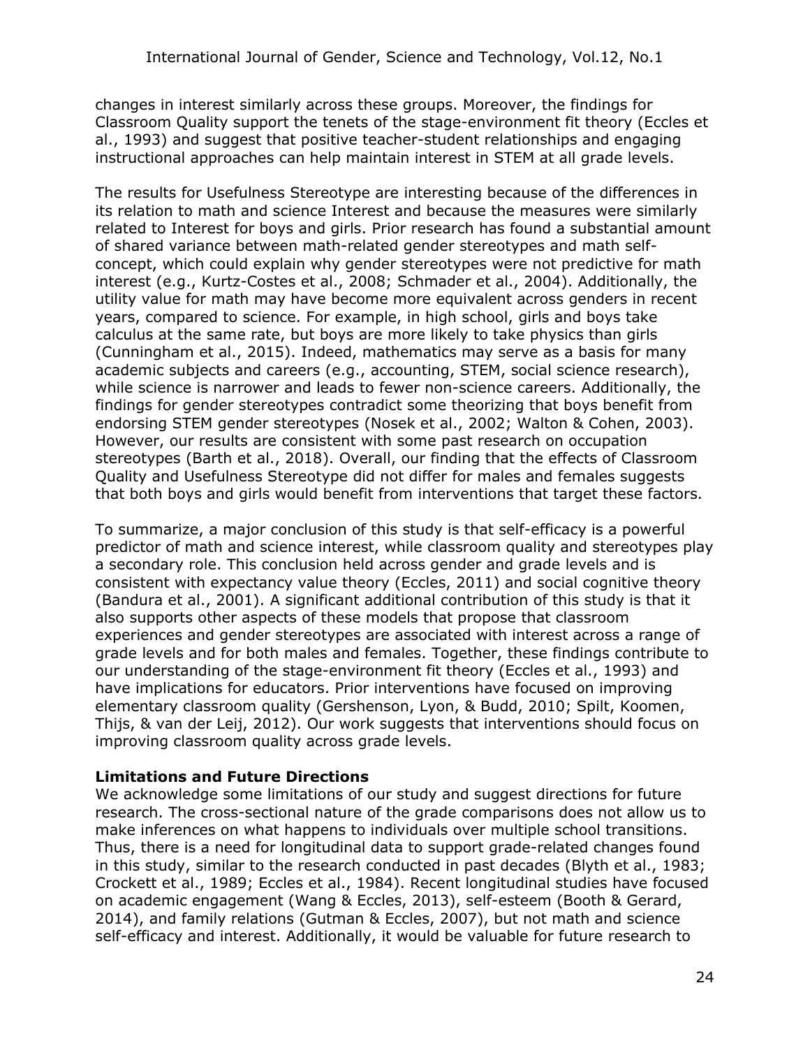changes in interest similarly across these groups. Moreover, the findings for Classroom Quality support the tenets of the stage-environment fit theory (Eccles et al., 1993) and suggest that positive teacher-student relationships and engaging instructional approaches can help maintain interest in STEM at all grade levels.

The results for Usefulness Stereotype are interesting because of the differences in its relation to math and science Interest and because the measures were similarly related to Interest for boys and girls. Prior research has found a substantial amount of shared variance between math-related gender stereotypes and math self-concept, which could explain why gender stereotypes were not predictive for math interest (e.g., Kurtz-Costes et al., 2008; Schmader et al., 2004). Additionally, the utility value for math may have become more equivalent across genders in recent years, compared to science. For example, in high school, girls and boys take calculus at the same rate, but boys are more likely to take physics than girls (Cunningham et al., 2015). Indeed, mathematics may serve as a basis for many academic subjects and careers (e.g., accounting, STEM, social science research), while science is narrower and leads to fewer non-science careers. Additionally, the findings for gender stereotypes contradict some theorizing that boys benefit from endorsing STEM gender stereotypes (Nosek et al., 2002; Walton & Cohen, 2003). However, our results are consistent with some past research on occupation stereotypes (Barth et al., 2018). Overall, our finding that the effects of Classroom Quality and Usefulness Stereotype did not differ for males and females suggests that both boys and girls would benefit from interventions that target these factors.

To summarize, a major conclusion of this study is that self-efficacy is a powerful predictor of math and science interest, while classroom quality and stereotypes play a secondary role. This conclusion held across gender and grade levels and is consistent with expectancy value theory (Eccles, 2011) and social cognitive theory (Bandura et al., 2001). A significant additional contribution of this study is that it also supports other aspects of these models that propose that classroom experiences and gender stereotypes are associated with interest across a range of grade levels and for both males and females. Together, these findings contribute to our understanding of the stage-environment fit theory (Eccles et al., 1993) and have implications for educators. Prior interventions have focused on improving elementary classroom quality (Gershenson, Lyon, & Budd, 2010; Spilt, Koomen, Thijs, & van der Leij, 2012). Our work suggests that interventions should focus on improving classroom quality across grade levels.

**Limitations and Future Directions**

We acknowledge some limitations of our study and suggest directions for future research. The cross-sectional nature of the grade comparisons does not allow us to make inferences on what happens to individuals over multiple school transitions. Thus, there is a need for longitudinal data to support grade-related changes found in this study, similar to the research conducted in past decades (Blyth et al., 1983; Crockett et al., 1989; Eccles et al., 1984). Recent longitudinal studies have focused on academic engagement (Wang & Eccles, 2013), self-esteem (Booth & Gerard, 2014), and family relations (Gutman & Eccles, 2007), but not math and science self-efficacy and interest. Additionally, it would be valuable for future research to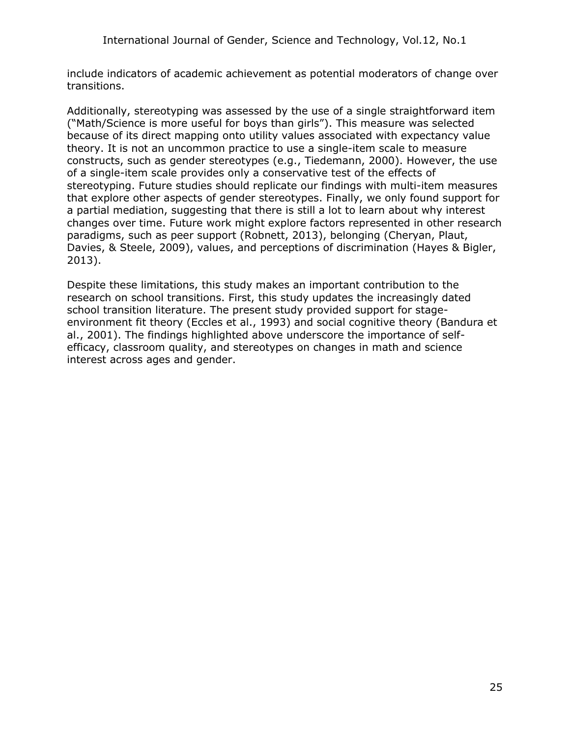include indicators of academic achievement as potential moderators of change over transitions.

Additionally, stereotyping was assessed by the use of a single straightforward item ("Math/Science is more useful for boys than girls"). This measure was selected because of its direct mapping onto utility values associated with expectancy value theory. It is not an uncommon practice to use a single-item scale to measure constructs, such as gender stereotypes (e.g., Tiedemann, 2000). However, the use of a single-item scale provides only a conservative test of the effects of stereotyping. Future studies should replicate our findings with multi-item measures that explore other aspects of gender stereotypes. Finally, we only found support for a partial mediation, suggesting that there is still a lot to learn about why interest changes over time. Future work might explore factors represented in other research paradigms, such as peer support (Robnett, 2013), belonging (Cheryan, Plaut, Davies, & Steele, 2009), values, and perceptions of discrimination (Hayes & Bigler, 2013).

Despite these limitations, this study makes an important contribution to the research on school transitions. First, this study updates the increasingly dated school transition literature. The present study provided support for stage-environment fit theory (Eccles et al., 1993) and social cognitive theory (Bandura et al., 2001). The findings highlighted above underscore the importance of self-efficacy, classroom quality, and stereotypes on changes in math and science interest across ages and gender.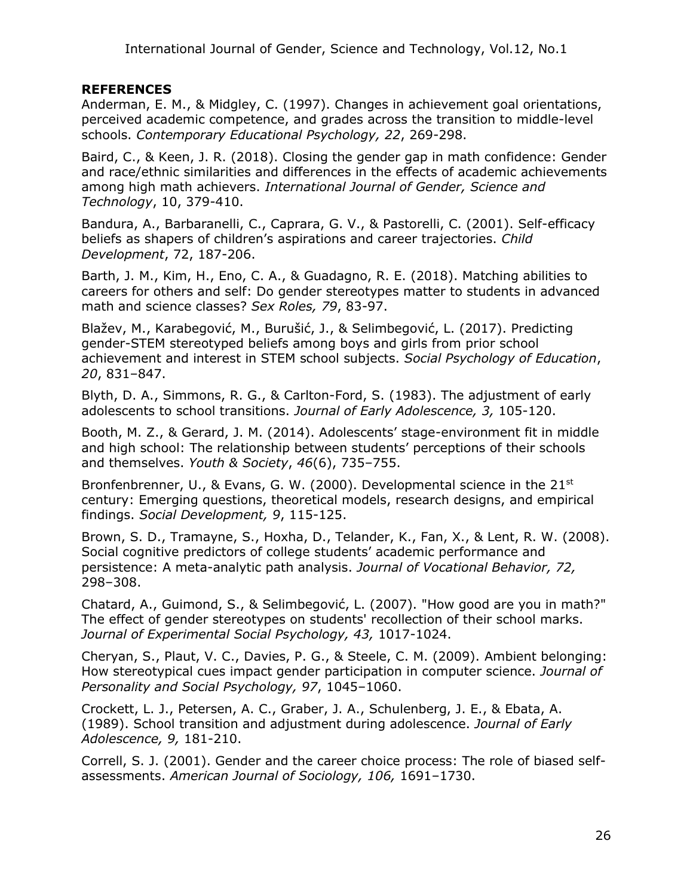**REFERENCES**

Anderman, E. M., & Midgley, C. (1997). Changes in achievement goal orientations, perceived academic competence, and grades across the transition to middle-level schools. *Contemporary Educational Psychology, 22*, 269-298.

Baird, C., & Keen, J. R. (2018). Closing the gender gap in math confidence: Gender and race/ethnic similarities and differences in the effects of academic achievements among high math achievers. *International Journal of Gender, Science and Technology*, 10, 379-410.

Bandura, A., Barbaranelli, C., Caprara, G. V., & Pastorelli, C. (2001). Self-efficacy beliefs as shapers of children's aspirations and career trajectories. *Child Development*, 72, 187-206.

Barth, J. M., Kim, H., Eno, C. A., & Guadagno, R. E. (2018). Matching abilities to careers for others and self: Do gender stereotypes matter to students in advanced math and science classes? *Sex Roles, 79*, 83-97.

Blažev, M., Karabegović, M., Burušić, J., & Selimbegović, L. (2017). Predicting gender-STEM stereotyped beliefs among boys and girls from prior school achievement and interest in STEM school subjects. *Social Psychology of Education*, *20*, 831–847.

Blyth, D. A., Simmons, R. G., & Carlton-Ford, S. (1983). The adjustment of early adolescents to school transitions. *Journal of Early Adolescence, 3,* 105-120.

Booth, M. Z., & Gerard, J. M. (2014). Adolescents' stage-environment fit in middle and high school: The relationship between students' perceptions of their schools and themselves. *Youth & Society*, *46*(6), 735–755.

Bronfenbrenner, U., & Evans, G. W. (2000). Developmental science in the 21st century: Emerging questions, theoretical models, research designs, and empirical findings. *Social Development, 9*, 115-125.

Brown, S. D., Tramayne, S., Hoxha, D., Telander, K., Fan, X., & Lent, R. W. (2008). Social cognitive predictors of college students' academic performance and persistence: A meta-analytic path analysis. *Journal of Vocational Behavior, 72,* 298–308.

Chatard, A., Guimond, S., & Selimbegović, L. (2007). "How good are you in math?" The effect of gender stereotypes on students' recollection of their school marks. *Journal of Experimental Social Psychology, 43,* 1017-1024.

Cheryan, S., Plaut, V. C., Davies, P. G., & Steele, C. M. (2009). Ambient belonging: How stereotypical cues impact gender participation in computer science. *Journal of Personality and Social Psychology, 97*, 1045–1060.

Crockett, L. J., Petersen, A. C., Graber, J. A., Schulenberg, J. E., & Ebata, A. (1989). School transition and adjustment during adolescence. *Journal of Early Adolescence, 9,* 181-210.

Correll, S. J. (2001). Gender and the career choice process: The role of biased self-assessments. *American Journal of Sociology, 106,* 1691–1730.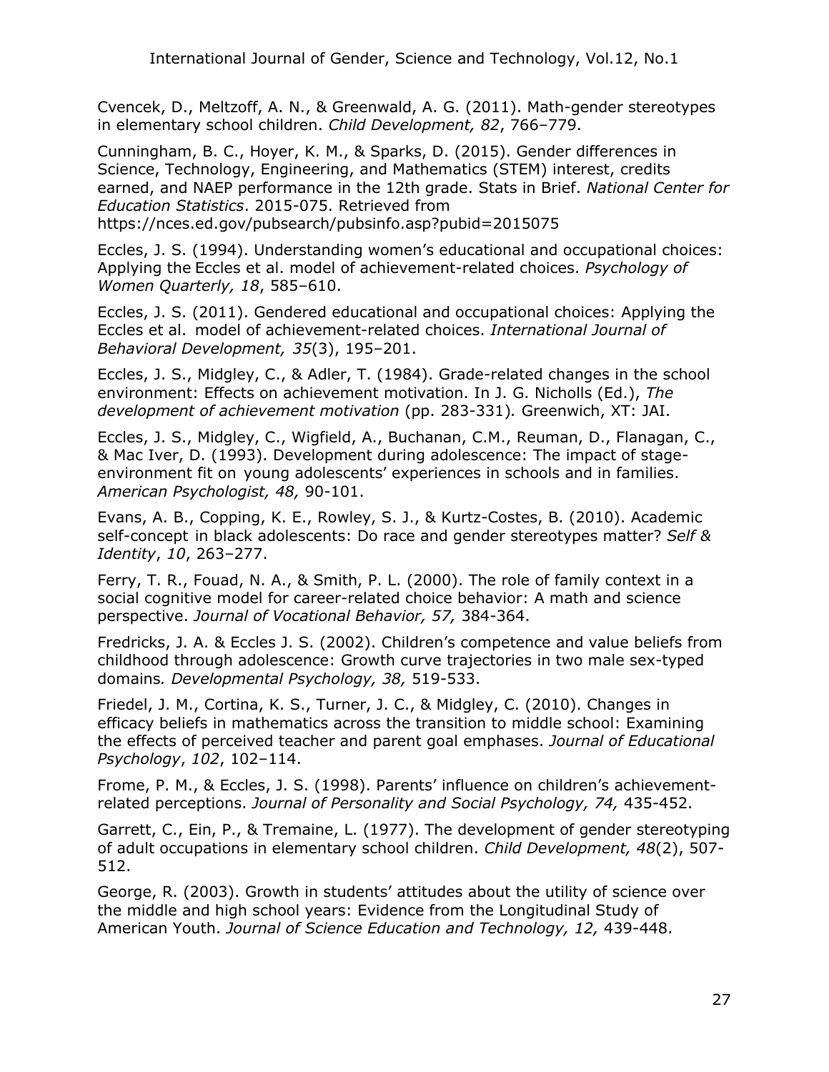Cvencek, D., Meltzoff, A. N., & Greenwald, A. G. (2011). Math-gender stereotypes in elementary school children. *Child Development, 82*, 766–779.

Cunningham, B. C., Hoyer, K. M., & Sparks, D. (2015). Gender differences in Science, Technology, Engineering, and Mathematics (STEM) interest, credits earned, and NAEP performance in the 12th grade. Stats in Brief. *National Center for Education Statistics*. 2015-075. Retrieved from https://nces.ed.gov/pubsearch/pubsinfo.asp?pubid=2015075

Eccles, J. S. (1994). Understanding women's educational and occupational choices: Applying the Eccles et al. model of achievement-related choices. *Psychology of Women Quarterly, 18*, 585–610.

Eccles, J. S. (2011). Gendered educational and occupational choices: Applying the Eccles et al. model of achievement-related choices. *International Journal of Behavioral Development, 35*(3), 195–201.

Eccles, J. S., Midgley, C., & Adler, T. (1984). Grade-related changes in the school environment: Effects on achievement motivation. In J. G. Nicholls (Ed.), *The development of achievement motivation* (pp. 283-331). Greenwich, XT: JAI.

Eccles, J. S., Midgley, C., Wigfield, A., Buchanan, C.M., Reuman, D., Flanagan, C., & Mac Iver, D. (1993). Development during adolescence: The impact of stage-environment fit on young adolescents' experiences in schools and in families. *American Psychologist, 48,* 90-101.

Evans, A. B., Copping, K. E., Rowley, S. J., & Kurtz-Costes, B. (2010). Academic self-concept in black adolescents: Do race and gender stereotypes matter? *Self & Identity*, *10*, 263–277.

Ferry, T. R., Fouad, N. A., & Smith, P. L. (2000). The role of family context in a social cognitive model for career-related choice behavior: A math and science perspective. *Journal of Vocational Behavior, 57,* 384-364.

Fredricks, J. A. & Eccles J. S. (2002). Children's competence and value beliefs from childhood through adolescence: Growth curve trajectories in two male sex-typed domains*. Developmental Psychology, 38,* 519-533.

Friedel, J. M., Cortina, K. S., Turner, J. C., & Midgley, C. (2010). Changes in efficacy beliefs in mathematics across the transition to middle school: Examining the effects of perceived teacher and parent goal emphases. *Journal of Educational Psychology*, *102*, 102–114.

Frome, P. M., & Eccles, J. S. (1998). Parents' influence on children's achievement-related perceptions. *Journal of Personality and Social Psychology, 74,* 435-452.

Garrett, C., Ein, P., & Tremaine, L. (1977). The development of gender stereotyping of adult occupations in elementary school children. *Child Development, 48*(2), 507-512.

George, R. (2003). Growth in students' attitudes about the utility of science over the middle and high school years: Evidence from the Longitudinal Study of American Youth. *Journal of Science Education and Technology, 12,* 439-448.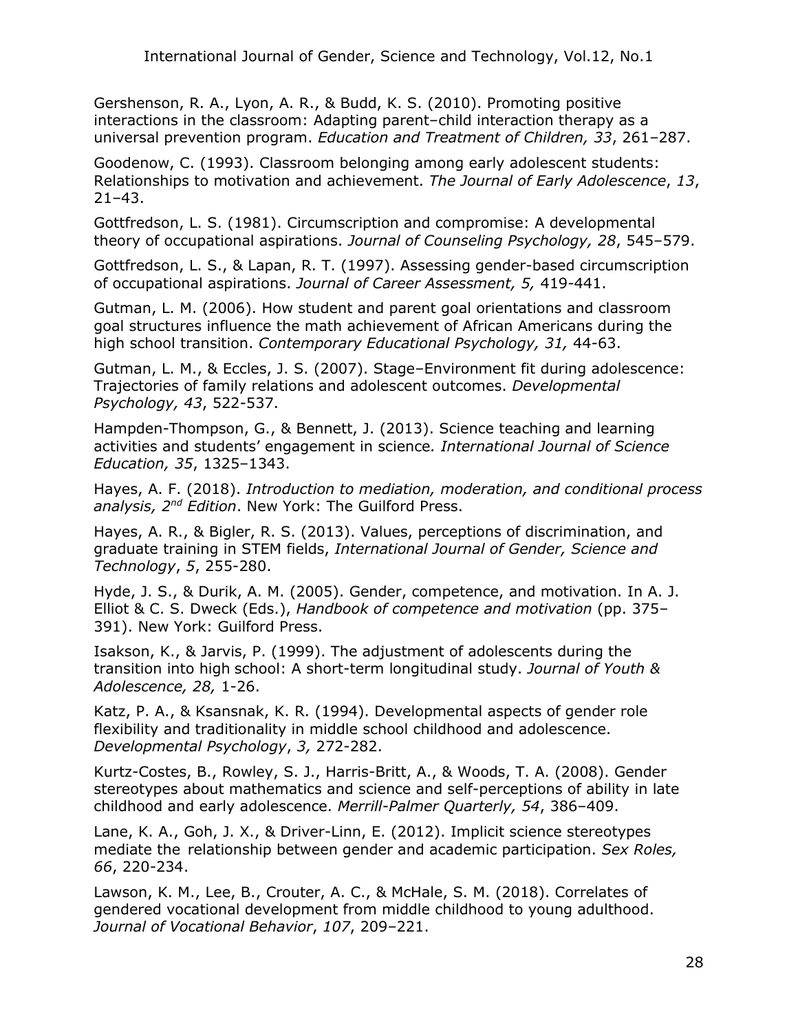Gershenson, R. A., Lyon, A. R., & Budd, K. S. (2010). Promoting positive interactions in the classroom: Adapting parent–child interaction therapy as a universal prevention program. *Education and Treatment of Children, 33*, 261–287.

Goodenow, C. (1993). Classroom belonging among early adolescent students: Relationships to motivation and achievement. *The Journal of Early Adolescence*, *13*, 21–43.

Gottfredson, L. S. (1981). Circumscription and compromise: A developmental theory of occupational aspirations. *Journal of Counseling Psychology, 28*, 545–579.

Gottfredson, L. S., & Lapan, R. T. (1997). Assessing gender-based circumscription of occupational aspirations. *Journal of Career Assessment, 5,* 419-441.

Gutman, L. M. (2006). How student and parent goal orientations and classroom goal structures influence the math achievement of African Americans during the high school transition. *Contemporary Educational Psychology, 31,* 44-63.

Gutman, L. M., & Eccles, J. S. (2007). Stage–Environment fit during adolescence: Trajectories of family relations and adolescent outcomes. *Developmental Psychology, 43*, 522-537.

Hampden-Thompson, G., & Bennett, J. (2013). Science teaching and learning activities and students' engagement in science*. International Journal of Science Education, 35*, 1325–1343.

Hayes, A. F. (2018). *Introduction to mediation, moderation, and conditional process analysis, 2nd Edition*. New York: The Guilford Press.

Hayes, A. R., & Bigler, R. S. (2013). Values, perceptions of discrimination, and graduate training in STEM fields, *International Journal of Gender, Science and Technology*, *5*, 255-280.

Hyde, J. S., & Durik, A. M. (2005). Gender, competence, and motivation. In A. J. Elliot & C. S. Dweck (Eds.), *Handbook of competence and motivation* (pp. 375–391). New York: Guilford Press.

Isakson, K., & Jarvis, P. (1999). The adjustment of adolescents during the transition into high school: A short-term longitudinal study. *Journal of Youth & Adolescence, 28,* 1-26.

Katz, P. A., & Ksansnak, K. R. (1994). Developmental aspects of gender role flexibility and traditionality in middle school childhood and adolescence. *Developmental Psychology*, *3,* 272-282.

Kurtz-Costes, B., Rowley, S. J., Harris-Britt, A., & Woods, T. A. (2008). Gender stereotypes about mathematics and science and self-perceptions of ability in late childhood and early adolescence. *Merrill-Palmer Quarterly, 54*, 386–409.

Lane, K. A., Goh, J. X., & Driver-Linn, E. (2012). Implicit science stereotypes mediate the relationship between gender and academic participation. *Sex Roles, 66*, 220-234.

Lawson, K. M., Lee, B., Crouter, A. C., & McHale, S. M. (2018). Correlates of gendered vocational development from middle childhood to young adulthood. *Journal of Vocational Behavior*, *107*, 209–221.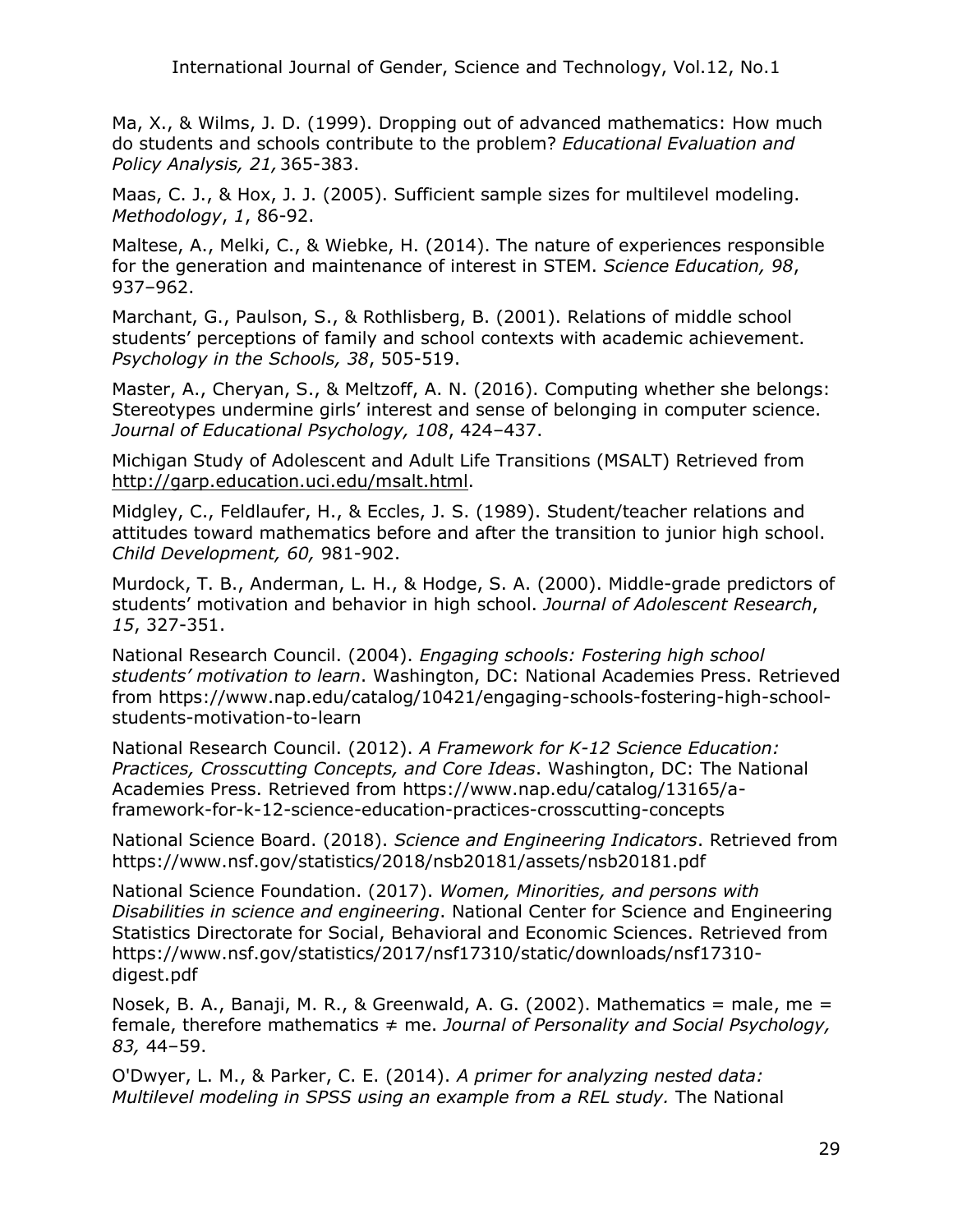Ma, X., & Wilms, J. D. (1999). Dropping out of advanced mathematics: How much do students and schools contribute to the problem? *Educational Evaluation and Policy Analysis, 21,* 365-383.

Maas, C. J., & Hox, J. J. (2005). Sufficient sample sizes for multilevel modeling. *Methodology*, *1*, 86-92.

Maltese, A., Melki, C., & Wiebke, H. (2014). The nature of experiences responsible for the generation and maintenance of interest in STEM. *Science Education, 98*, 937–962.

Marchant, G., Paulson, S., & Rothlisberg, B. (2001). Relations of middle school students' perceptions of family and school contexts with academic achievement. *Psychology in the Schools, 38*, 505-519.

Master, A., Cheryan, S., & Meltzoff, A. N. (2016). Computing whether she belongs: Stereotypes undermine girls' interest and sense of belonging in computer science. *Journal of Educational Psychology, 108*, 424–437.

Michigan Study of Adolescent and Adult Life Transitions (MSALT) Retrieved from http://garp.education.uci.edu/msalt.html.

Midgley, C., Feldlaufer, H., & Eccles, J. S. (1989). Student/teacher relations and attitudes toward mathematics before and after the transition to junior high school. *Child Development, 60,* 981-902.

Murdock, T. B., Anderman, L. H., & Hodge, S. A. (2000). Middle-grade predictors of students' motivation and behavior in high school. *Journal of Adolescent Research*, *15*, 327-351.

National Research Council. (2004). *Engaging schools: Fostering high school students' motivation to learn*. Washington, DC: National Academies Press. Retrieved from https://www.nap.edu/catalog/10421/engaging-schools-fostering-high-school-students-motivation-to-learn

National Research Council. (2012). *A Framework for K-12 Science Education: Practices, Crosscutting Concepts, and Core Ideas*. Washington, DC: The National Academies Press. Retrieved from https://www.nap.edu/catalog/13165/a-framework-for-k-12-science-education-practices-crosscutting-concepts

National Science Board. (2018). *Science and Engineering Indicators*. Retrieved from https://www.nsf.gov/statistics/2018/nsb20181/assets/nsb20181.pdf

National Science Foundation. (2017). *Women, Minorities, and persons with Disabilities in science and engineering*. National Center for Science and Engineering Statistics Directorate for Social, Behavioral and Economic Sciences. Retrieved from https://www.nsf.gov/statistics/2017/nsf17310/static/downloads/nsf17310-digest.pdf

Nosek, B. A., Banaji, M. R., & Greenwald, A. G. (2002). Mathematics = male, me = female, therefore mathematics ≠ me. *Journal of Personality and Social Psychology, 83,* 44–59.

O'Dwyer, L. M., & Parker, C. E. (2014). *A primer for analyzing nested data: Multilevel modeling in SPSS using an example from a REL study.* The National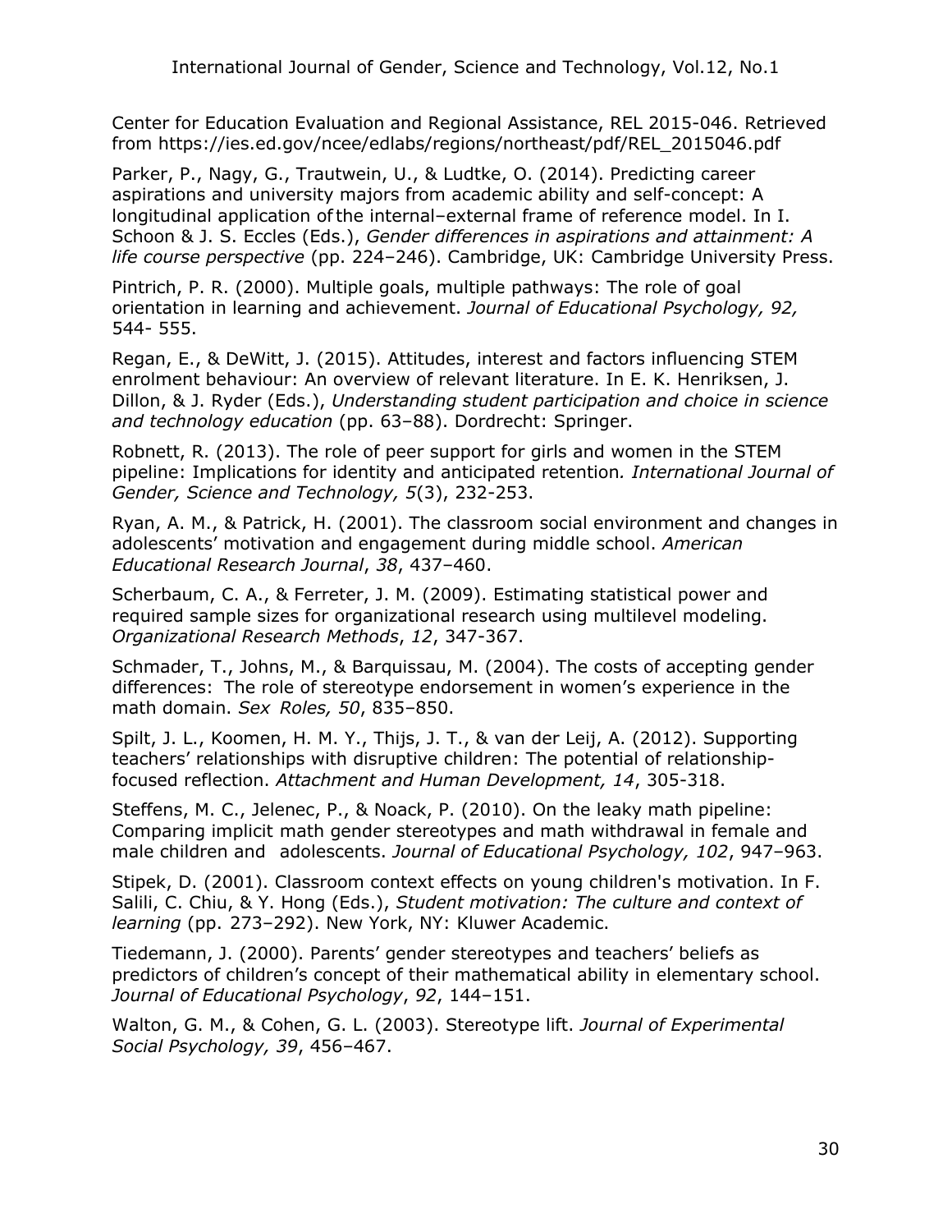Center for Education Evaluation and Regional Assistance, REL 2015-046. Retrieved from https://ies.ed.gov/ncee/edlabs/regions/northeast/pdf/REL_2015046.pdf

Parker, P., Nagy, G., Trautwein, U., & Ludtke, O. (2014). Predicting career aspirations and university majors from academic ability and self-concept: A longitudinal application of the internal–external frame of reference model. In I. Schoon & J. S. Eccles (Eds.), *Gender differences in aspirations and attainment: A life course perspective* (pp. 224–246). Cambridge, UK: Cambridge University Press.

Pintrich, P. R. (2000). Multiple goals, multiple pathways: The role of goal orientation in learning and achievement. *Journal of Educational Psychology, 92,* 544- 555.

Regan, E., & DeWitt, J. (2015). Attitudes, interest and factors influencing STEM enrolment behaviour: An overview of relevant literature. In E. K. Henriksen, J. Dillon, & J. Ryder (Eds.), *Understanding student participation and choice in science and technology education* (pp. 63–88). Dordrecht: Springer.

Robnett, R. (2013). The role of peer support for girls and women in the STEM pipeline: Implications for identity and anticipated retention*. International Journal of Gender, Science and Technology, 5*(3), 232-253.

Ryan, A. M., & Patrick, H. (2001). The classroom social environment and changes in adolescents' motivation and engagement during middle school. *American Educational Research Journal*, *38*, 437–460.

Scherbaum, C. A., & Ferreter, J. M. (2009). Estimating statistical power and required sample sizes for organizational research using multilevel modeling. *Organizational Research Methods*, *12*, 347-367.

Schmader, T., Johns, M., & Barquissau, M. (2004). The costs of accepting gender differences: The role of stereotype endorsement in women's experience in the math domain. *Sex Roles, 50*, 835–850.

Spilt, J. L., Koomen, H. M. Y., Thijs, J. T., & van der Leij, A. (2012). Supporting teachers' relationships with disruptive children: The potential of relationship-focused reflection. *Attachment and Human Development, 14*, 305-318.

Steffens, M. C., Jelenec, P., & Noack, P. (2010). On the leaky math pipeline: Comparing implicit math gender stereotypes and math withdrawal in female and male children and adolescents. *Journal of Educational Psychology, 102*, 947–963.

Stipek, D. (2001). Classroom context effects on young children's motivation. In F. Salili, C. Chiu, & Y. Hong (Eds.), *Student motivation: The culture and context of learning* (pp. 273–292). New York, NY: Kluwer Academic.

Tiedemann, J. (2000). Parents' gender stereotypes and teachers' beliefs as predictors of children's concept of their mathematical ability in elementary school. *Journal of Educational Psychology*, *92*, 144–151.

Walton, G. M., & Cohen, G. L. (2003). Stereotype lift. *Journal of Experimental Social Psychology, 39*, 456–467.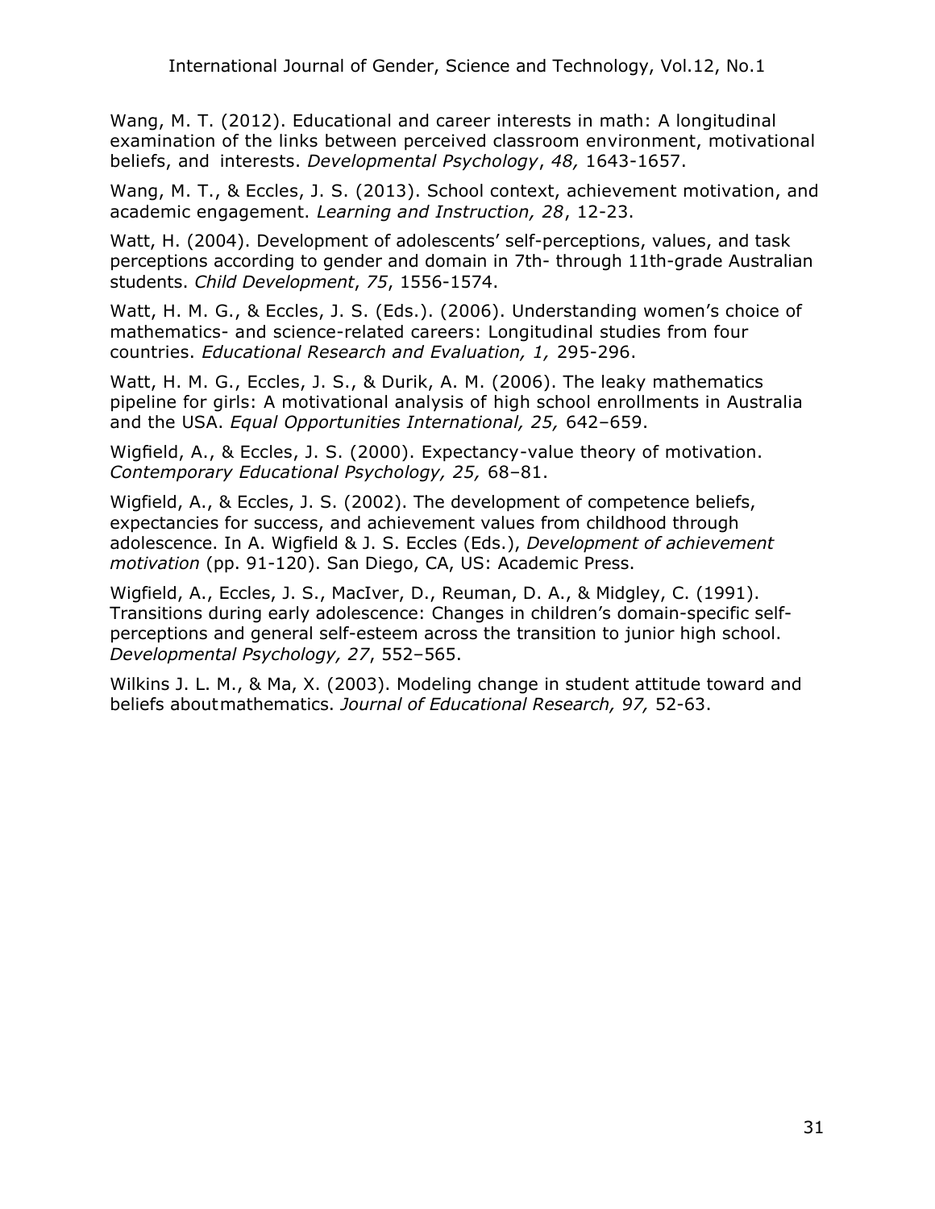Wang, M. T. (2012). Educational and career interests in math: A longitudinal examination of the links between perceived classroom environment, motivational beliefs, and interests. *Developmental Psychology*, *48,* 1643-1657.

Wang, M. T., & Eccles, J. S. (2013). School context, achievement motivation, and academic engagement. *Learning and Instruction, 28*, 12-23.

Watt, H. (2004). Development of adolescents' self-perceptions, values, and task perceptions according to gender and domain in 7th- through 11th-grade Australian students. *Child Development*, *75*, 1556-1574.

Watt, H. M. G., & Eccles, J. S. (Eds.). (2006). Understanding women's choice of mathematics- and science-related careers: Longitudinal studies from four countries. *Educational Research and Evaluation, 1,* 295-296.

Watt, H. M. G., Eccles, J. S., & Durik, A. M. (2006). The leaky mathematics pipeline for girls: A motivational analysis of high school enrollments in Australia and the USA. *Equal Opportunities International, 25,* 642–659.

Wigfield, A., & Eccles, J. S. (2000). Expectancy-value theory of motivation. *Contemporary Educational Psychology, 25,* 68–81.

Wigfield, A., & Eccles, J. S. (2002). The development of competence beliefs, expectancies for success, and achievement values from childhood through adolescence. In A. Wigfield & J. S. Eccles (Eds.), *Development of achievement motivation* (pp. 91-120). San Diego, CA, US: Academic Press.

Wigfield, A., Eccles, J. S., MacIver, D., Reuman, D. A., & Midgley, C. (1991). Transitions during early adolescence: Changes in children's domain-specific self-perceptions and general self-esteem across the transition to junior high school. *Developmental Psychology, 27*, 552–565.

Wilkins J. L. M., & Ma, X. (2003). Modeling change in student attitude toward and beliefs about mathematics. *Journal of Educational Research, 97,* 52-63.